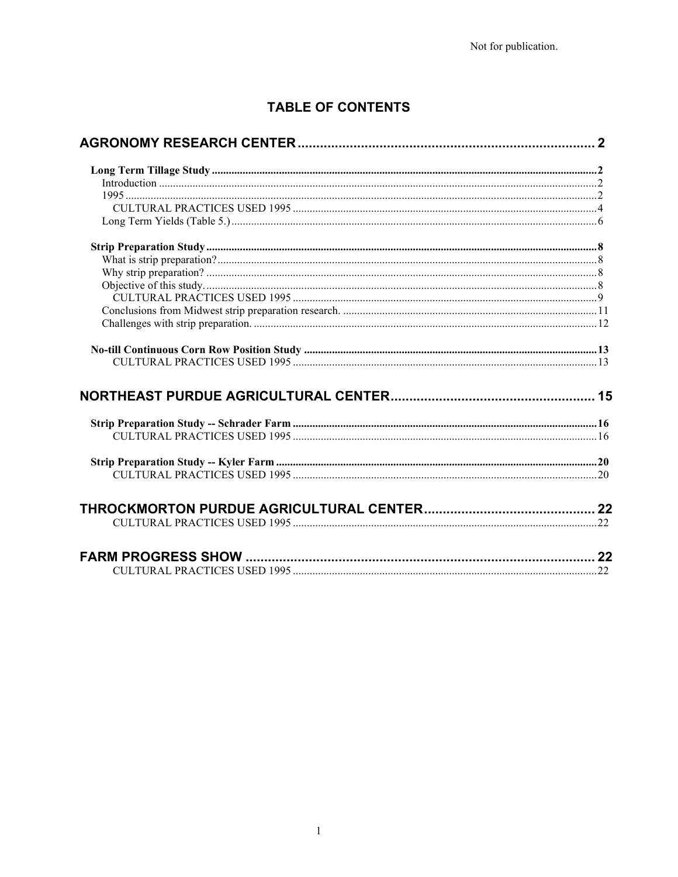Not for publication.

# TABLE OF CONTENTS

**AGRONOMY RESEARCH CENTER** ..... 2

- **Long Term Tillage Study** ..... 2
  - Introduction ..... 2
  - 1995 ..... 2
    - CULTURAL PRACTICES USED 1995 ..... 4
  - Long Term Yields (Table 5.) ..... 6
- **Strip Preparation Study** ..... 8
  - What is strip preparation? ..... 8
  - Why strip preparation? ..... 8
  - Objective of this study. ..... 8
    - CULTURAL PRACTICES USED 1995 ..... 9
  - Conclusions from Midwest strip preparation research. ..... 11
  - Challenges with strip preparation. ..... 12
- **No-till Continuous Corn Row Position Study** ..... 13
    - CULTURAL PRACTICES USED 1995 ..... 13

**NORTHEAST PURDUE AGRICULTURAL CENTER** ..... 15

- **Strip Preparation Study -- Schrader Farm** ..... 16
    - CULTURAL PRACTICES USED 1995 ..... 16
- **Strip Preparation Study -- Kyler Farm** ..... 20
    - CULTURAL PRACTICES USED 1995 ..... 20

**THROCKMORTON PURDUE AGRICULTURAL CENTER** ..... 22

- CULTURAL PRACTICES USED 1995 ..... 22

**FARM PROGRESS SHOW** ..... 22

- CULTURAL PRACTICES USED 1995 ..... 22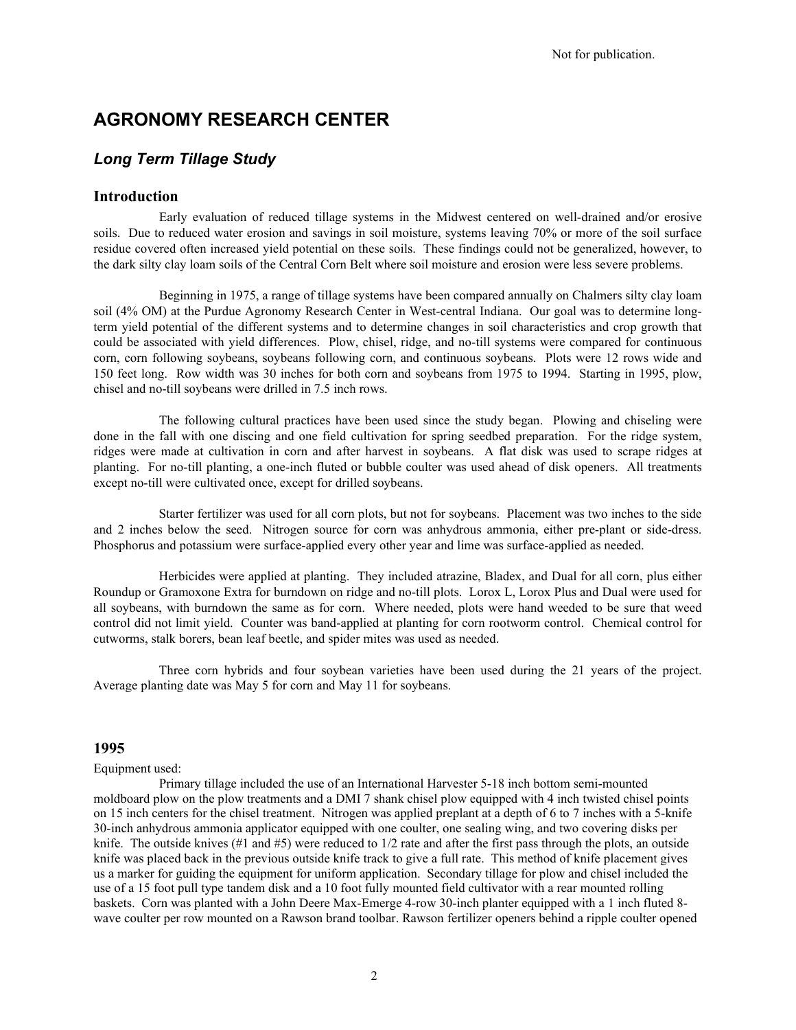Not for publication.

# AGRONOMY RESEARCH CENTER

## *Long Term Tillage Study*

### Introduction

Early evaluation of reduced tillage systems in the Midwest centered on well-drained and/or erosive soils. Due to reduced water erosion and savings in soil moisture, systems leaving 70% or more of the soil surface residue covered often increased yield potential on these soils. These findings could not be generalized, however, to the dark silty clay loam soils of the Central Corn Belt where soil moisture and erosion were less severe problems.

Beginning in 1975, a range of tillage systems have been compared annually on Chalmers silty clay loam soil (4% OM) at the Purdue Agronomy Research Center in West-central Indiana. Our goal was to determine long-term yield potential of the different systems and to determine changes in soil characteristics and crop growth that could be associated with yield differences. Plow, chisel, ridge, and no-till systems were compared for continuous corn, corn following soybeans, soybeans following corn, and continuous soybeans. Plots were 12 rows wide and 150 feet long. Row width was 30 inches for both corn and soybeans from 1975 to 1994. Starting in 1995, plow, chisel and no-till soybeans were drilled in 7.5 inch rows.

The following cultural practices have been used since the study began. Plowing and chiseling were done in the fall with one discing and one field cultivation for spring seedbed preparation. For the ridge system, ridges were made at cultivation in corn and after harvest in soybeans. A flat disk was used to scrape ridges at planting. For no-till planting, a one-inch fluted or bubble coulter was used ahead of disk openers. All treatments except no-till were cultivated once, except for drilled soybeans.

Starter fertilizer was used for all corn plots, but not for soybeans. Placement was two inches to the side and 2 inches below the seed. Nitrogen source for corn was anhydrous ammonia, either pre-plant or side-dress. Phosphorus and potassium were surface-applied every other year and lime was surface-applied as needed.

Herbicides were applied at planting. They included atrazine, Bladex, and Dual for all corn, plus either Roundup or Gramoxone Extra for burndown on ridge and no-till plots. Lorox L, Lorox Plus and Dual were used for all soybeans, with burndown the same as for corn. Where needed, plots were hand weeded to be sure that weed control did not limit yield. Counter was band-applied at planting for corn rootworm control. Chemical control for cutworms, stalk borers, bean leaf beetle, and spider mites was used as needed.

Three corn hybrids and four soybean varieties have been used during the 21 years of the project. Average planting date was May 5 for corn and May 11 for soybeans.

### 1995

Equipment used:

Primary tillage included the use of an International Harvester 5-18 inch bottom semi-mounted moldboard plow on the plow treatments and a DMI 7 shank chisel plow equipped with 4 inch twisted chisel points on 15 inch centers for the chisel treatment. Nitrogen was applied preplant at a depth of 6 to 7 inches with a 5-knife 30-inch anhydrous ammonia applicator equipped with one coulter, one sealing wing, and two covering disks per knife. The outside knives (#1 and #5) were reduced to 1/2 rate and after the first pass through the plots, an outside knife was placed back in the previous outside knife track to give a full rate. This method of knife placement gives us a marker for guiding the equipment for uniform application. Secondary tillage for plow and chisel included the use of a 15 foot pull type tandem disk and a 10 foot fully mounted field cultivator with a rear mounted rolling baskets. Corn was planted with a John Deere Max-Emerge 4-row 30-inch planter equipped with a 1 inch fluted 8-wave coulter per row mounted on a Rawson brand toolbar. Rawson fertilizer openers behind a ripple coulter opened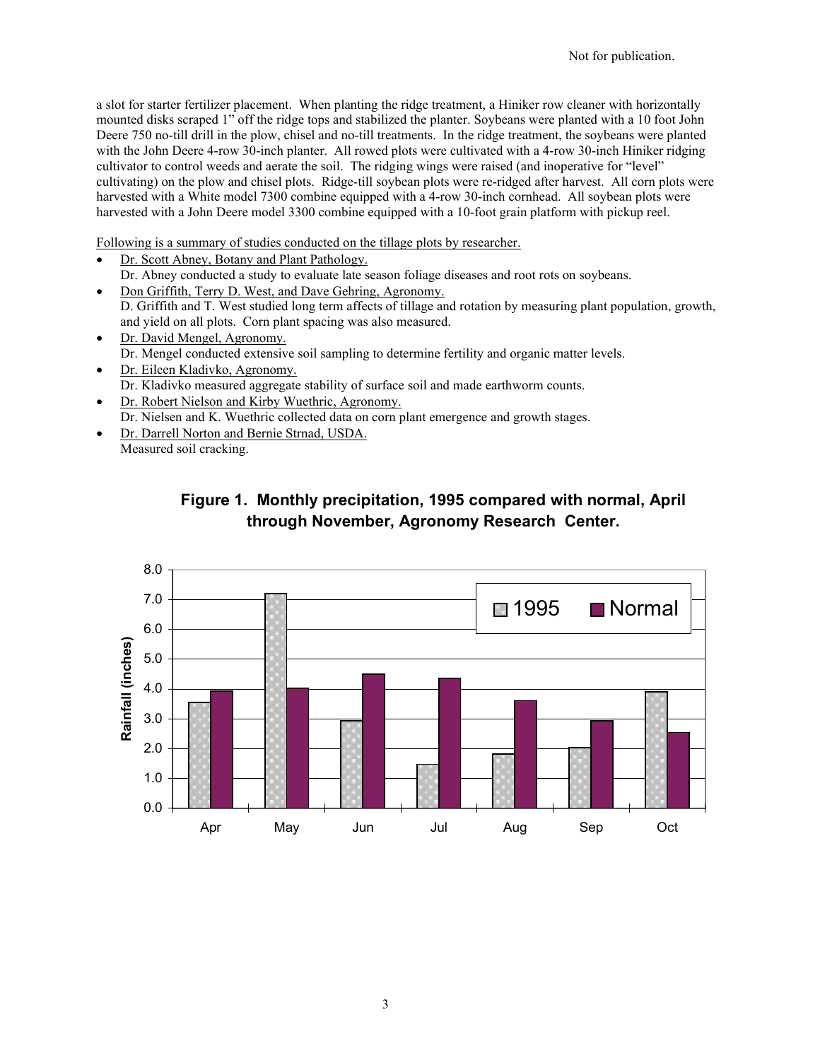a slot for starter fertilizer placement. When planting the ridge treatment, a Hiniker row cleaner with horizontally mounted disks scraped 1" off the ridge tops and stabilized the planter. Soybeans were planted with a 10 foot John Deere 750 no-till drill in the plow, chisel and no-till treatments. In the ridge treatment, the soybeans were planted with the John Deere 4-row 30-inch planter. All rowed plots were cultivated with a 4-row 30-inch Hiniker ridging cultivator to control weeds and aerate the soil. The ridging wings were raised (and inoperative for "level" cultivating) on the plow and chisel plots. Ridge-till soybean plots were re-ridged after harvest. All corn plots were harvested with a White model 7300 combine equipped with a 4-row 30-inch cornhead. All soybean plots were harvested with a John Deere model 3300 combine equipped with a 10-foot grain platform with pickup reel.

Following is a summary of studies conducted on the tillage plots by researcher.

- Dr. Scott Abney, Botany and Plant Pathology.
  Dr. Abney conducted a study to evaluate late season foliage diseases and root rots on soybeans.
- Don Griffith, Terry D. West, and Dave Gehring, Agronomy.
  D. Griffith and T. West studied long term affects of tillage and rotation by measuring plant population, growth, and yield on all plots. Corn plant spacing was also measured.
- Dr. David Mengel, Agronomy.
  Dr. Mengel conducted extensive soil sampling to determine fertility and organic matter levels.
- Dr. Eileen Kladivko, Agronomy.
  Dr. Kladivko measured aggregate stability of surface soil and made earthworm counts.
- Dr. Robert Nielson and Kirby Wuethric, Agronomy.
  Dr. Nielsen and K. Wuethric collected data on corn plant emergence and growth stages.
- Dr. Darrell Norton and Bernie Strnad, USDA.
  Measured soil cracking.

**Figure 1. Monthly precipitation, 1995 compared with normal, April through November, Agronomy Research Center.**

| Month | 1995 | Normal |
|---|---|---|
| Apr | 3.5 | 3.9 |
| May | 7.2 | 4.0 |
| Jun | 2.9 | 4.5 |
| Jul | 1.5 | 4.3 |
| Aug | 1.8 | 3.6 |
| Sep | 2.0 | 2.9 |
| Oct | 3.9 | 2.5 |

Rainfall (inches)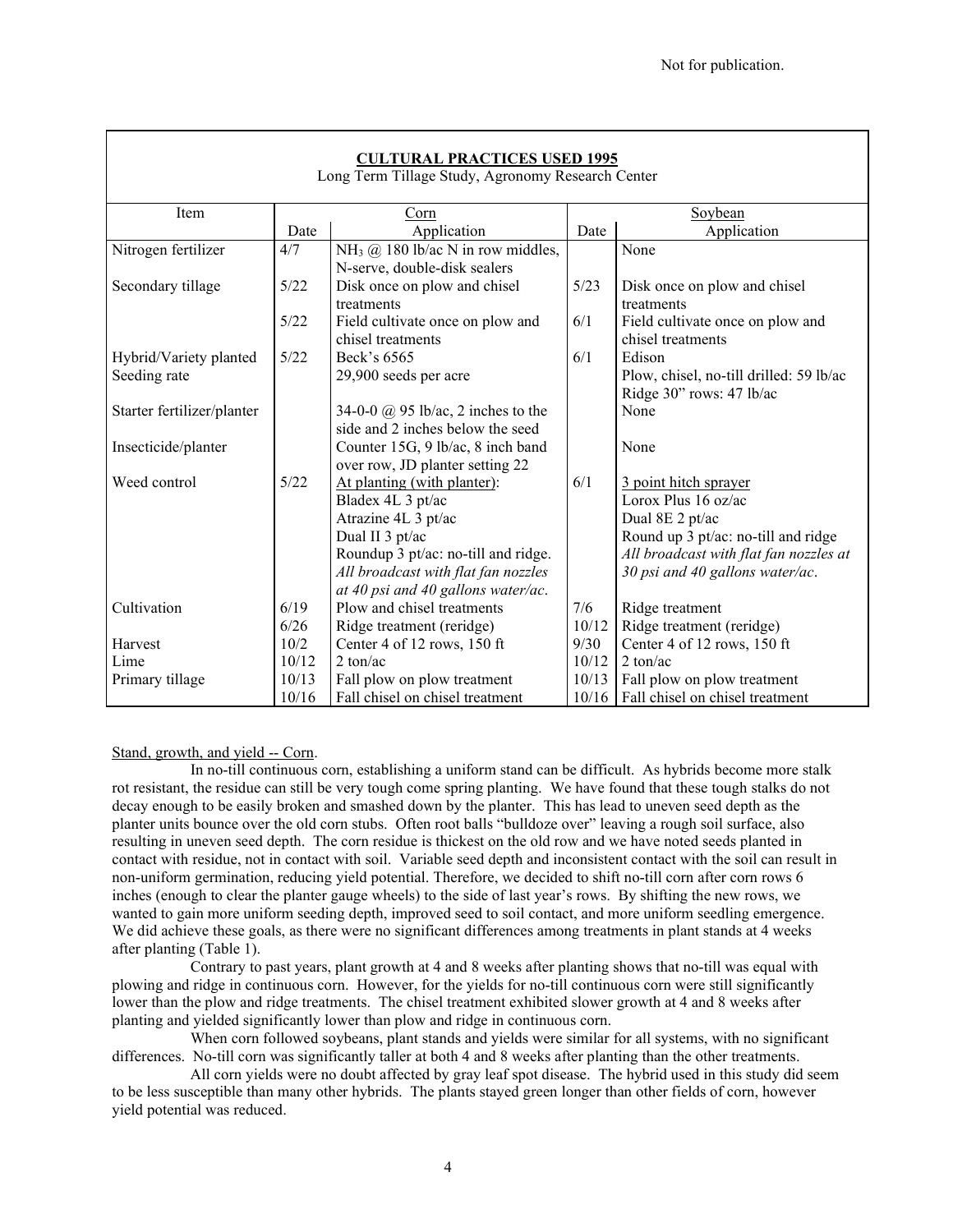Not for publication.

**CULTURAL PRACTICES USED 1995**

Long Term Tillage Study, Agronomy Research Center

| Item | Corn | | Soybean | |
|---|---|---|---|---|
| | Date | Application | Date | Application |
| Nitrogen fertilizer | 4/7 | $NH_3$ @ 180 lb/ac N in row middles, N-serve, double-disk sealers | | None |
| Secondary tillage | 5/22 | Disk once on plow and chisel treatments | 5/23 | Disk once on plow and chisel treatments |
| | 5/22 | Field cultivate once on plow and chisel treatments | 6/1 | Field cultivate once on plow and chisel treatments |
| Hybrid/Variety planted | 5/22 | Beck's 6565 | 6/1 | Edison |
| Seeding rate | | 29,900 seeds per acre | | Plow, chisel, no-till drilled: 59 lb/ac Ridge 30" rows: 47 lb/ac |
| Starter fertilizer/planter | | 34-0-0 @ 95 lb/ac, 2 inches to the side and 2 inches below the seed | | None |
| Insecticide/planter | | Counter 15G, 9 lb/ac, 8 inch band over row, JD planter setting 22 | | None |
| Weed control | 5/22 | At planting (with planter): Bladex 4L 3 pt/ac Atrazine 4L 3 pt/ac Dual II 3 pt/ac Roundup 3 pt/ac: no-till and ridge. *All broadcast with flat fan nozzles at 40 psi and 40 gallons water/ac*. | 6/1 | 3 point hitch sprayer Lorox Plus 16 oz/ac Dual 8E 2 pt/ac Round up 3 pt/ac: no-till and ridge *All broadcast with flat fan nozzles at 30 psi and 40 gallons water/ac*. |
| Cultivation | 6/19 | Plow and chisel treatments | 7/6 | Ridge treatment |
| | 6/26 | Ridge treatment (reridge) | 10/12 | Ridge treatment (reridge) |
| Harvest | 10/2 | Center 4 of 12 rows, 150 ft | 9/30 | Center 4 of 12 rows, 150 ft |
| Lime | 10/12 | 2 ton/ac | 10/12 | 2 ton/ac |
| Primary tillage | 10/13 | Fall plow on plow treatment | 10/13 | Fall plow on plow treatment |
| | 10/16 | Fall chisel on chisel treatment | 10/16 | Fall chisel on chisel treatment |

Stand, growth, and yield -- Corn.

In no-till continuous corn, establishing a uniform stand can be difficult. As hybrids become more stalk rot resistant, the residue can still be very tough come spring planting. We have found that these tough stalks do not decay enough to be easily broken and smashed down by the planter. This has lead to uneven seed depth as the planter units bounce over the old corn stubs. Often root balls "bulldoze over" leaving a rough soil surface, also resulting in uneven seed depth. The corn residue is thickest on the old row and we have noted seeds planted in contact with residue, not in contact with soil. Variable seed depth and inconsistent contact with the soil can result in non-uniform germination, reducing yield potential. Therefore, we decided to shift no-till corn after corn rows 6 inches (enough to clear the planter gauge wheels) to the side of last year's rows. By shifting the new rows, we wanted to gain more uniform seeding depth, improved seed to soil contact, and more uniform seedling emergence. We did achieve these goals, as there were no significant differences among treatments in plant stands at 4 weeks after planting (Table 1).

Contrary to past years, plant growth at 4 and 8 weeks after planting shows that no-till was equal with plowing and ridge in continuous corn. However, for the yields for no-till continuous corn were still significantly lower than the plow and ridge treatments. The chisel treatment exhibited slower growth at 4 and 8 weeks after planting and yielded significantly lower than plow and ridge in continuous corn.

When corn followed soybeans, plant stands and yields were similar for all systems, with no significant differences. No-till corn was significantly taller at both 4 and 8 weeks after planting than the other treatments.

All corn yields were no doubt affected by gray leaf spot disease. The hybrid used in this study did seem to be less susceptible than many other hybrids. The plants stayed green longer than other fields of corn, however yield potential was reduced.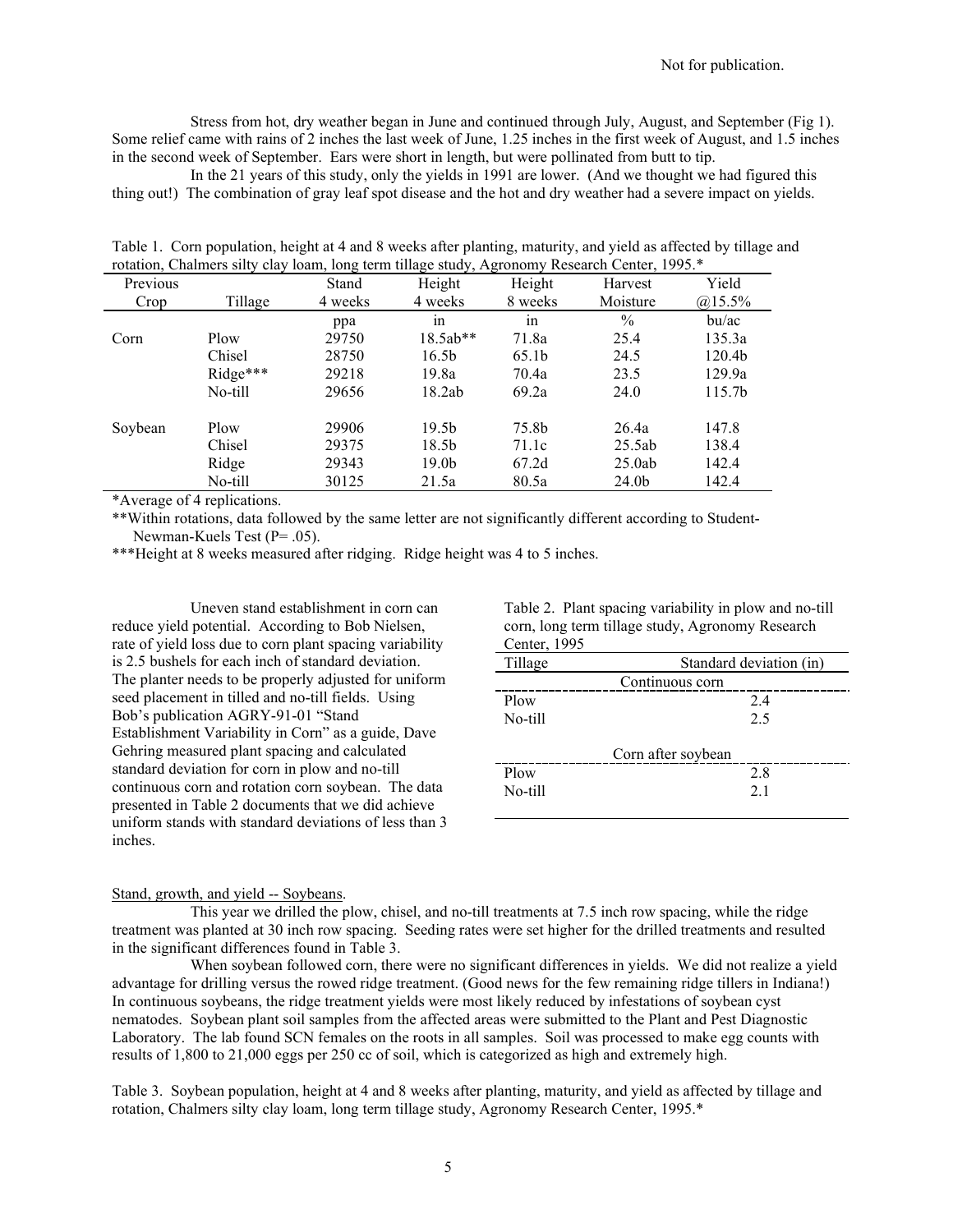Not for publication.

Stress from hot, dry weather began in June and continued through July, August, and September (Fig 1). Some relief came with rains of 2 inches the last week of June, 1.25 inches in the first week of August, and 1.5 inches in the second week of September. Ears were short in length, but were pollinated from butt to tip.

In the 21 years of this study, only the yields in 1991 are lower. (And we thought we had figured this thing out!) The combination of gray leaf spot disease and the hot and dry weather had a severe impact on yields.

Table 1. Corn population, height at 4 and 8 weeks after planting, maturity, and yield as affected by tillage and rotation, Chalmers silty clay loam, long term tillage study, Agronomy Research Center, 1995.*

| Previous Crop | Tillage | Stand 4 weeks | Height 4 weeks | Height 8 weeks | Harvest Moisture | Yield @15.5% |
|---|---|---|---|---|---|---|
| | | ppa | in | in | % | bu/ac |
| Corn | Plow | 29750 | 18.5ab** | 71.8a | 25.4 | 135.3a |
| | Chisel | 28750 | 16.5b | 65.1b | 24.5 | 120.4b |
| | Ridge*** | 29218 | 19.8a | 70.4a | 23.5 | 129.9a |
| | No-till | 29656 | 18.2ab | 69.2a | 24.0 | 115.7b |
| Soybean | Plow | 29906 | 19.5b | 75.8b | 26.4a | 147.8 |
| | Chisel | 29375 | 18.5b | 71.1c | 25.5ab | 138.4 |
| | Ridge | 29343 | 19.0b | 67.2d | 25.0ab | 142.4 |
| | No-till | 30125 | 21.5a | 80.5a | 24.0b | 142.4 |

*Average of 4 replications.

**Within rotations, data followed by the same letter are not significantly different according to Student-Newman-Kuels Test (P= .05).

***Height at 8 weeks measured after ridging. Ridge height was 4 to 5 inches.

Uneven stand establishment in corn can reduce yield potential. According to Bob Nielsen, rate of yield loss due to corn plant spacing variability is 2.5 bushels for each inch of standard deviation. The planter needs to be properly adjusted for uniform seed placement in tilled and no-till fields. Using Bob's publication AGRY-91-01 "Stand Establishment Variability in Corn" as a guide, Dave Gehring measured plant spacing and calculated standard deviation for corn in plow and no-till continuous corn and rotation corn soybean. The data presented in Table 2 documents that we did achieve uniform stands with standard deviations of less than 3 inches.

Table 2. Plant spacing variability in plow and no-till corn, long term tillage study, Agronomy Research Center, 1995

| Tillage | Standard deviation (in) |
|---|---|
| | Continuous corn |
| Plow | 2.4 |
| No-till | 2.5 |
| | Corn after soybean |
| Plow | 2.8 |
| No-till | 2.1 |

Stand, growth, and yield -- Soybeans.

This year we drilled the plow, chisel, and no-till treatments at 7.5 inch row spacing, while the ridge treatment was planted at 30 inch row spacing. Seeding rates were set higher for the drilled treatments and resulted in the significant differences found in Table 3.

When soybean followed corn, there were no significant differences in yields. We did not realize a yield advantage for drilling versus the rowed ridge treatment. (Good news for the few remaining ridge tillers in Indiana!) In continuous soybeans, the ridge treatment yields were most likely reduced by infestations of soybean cyst nematodes. Soybean plant soil samples from the affected areas were submitted to the Plant and Pest Diagnostic Laboratory. The lab found SCN females on the roots in all samples. Soil was processed to make egg counts with results of 1,800 to 21,000 eggs per 250 cc of soil, which is categorized as high and extremely high.

Table 3. Soybean population, height at 4 and 8 weeks after planting, maturity, and yield as affected by tillage and rotation, Chalmers silty clay loam, long term tillage study, Agronomy Research Center, 1995.*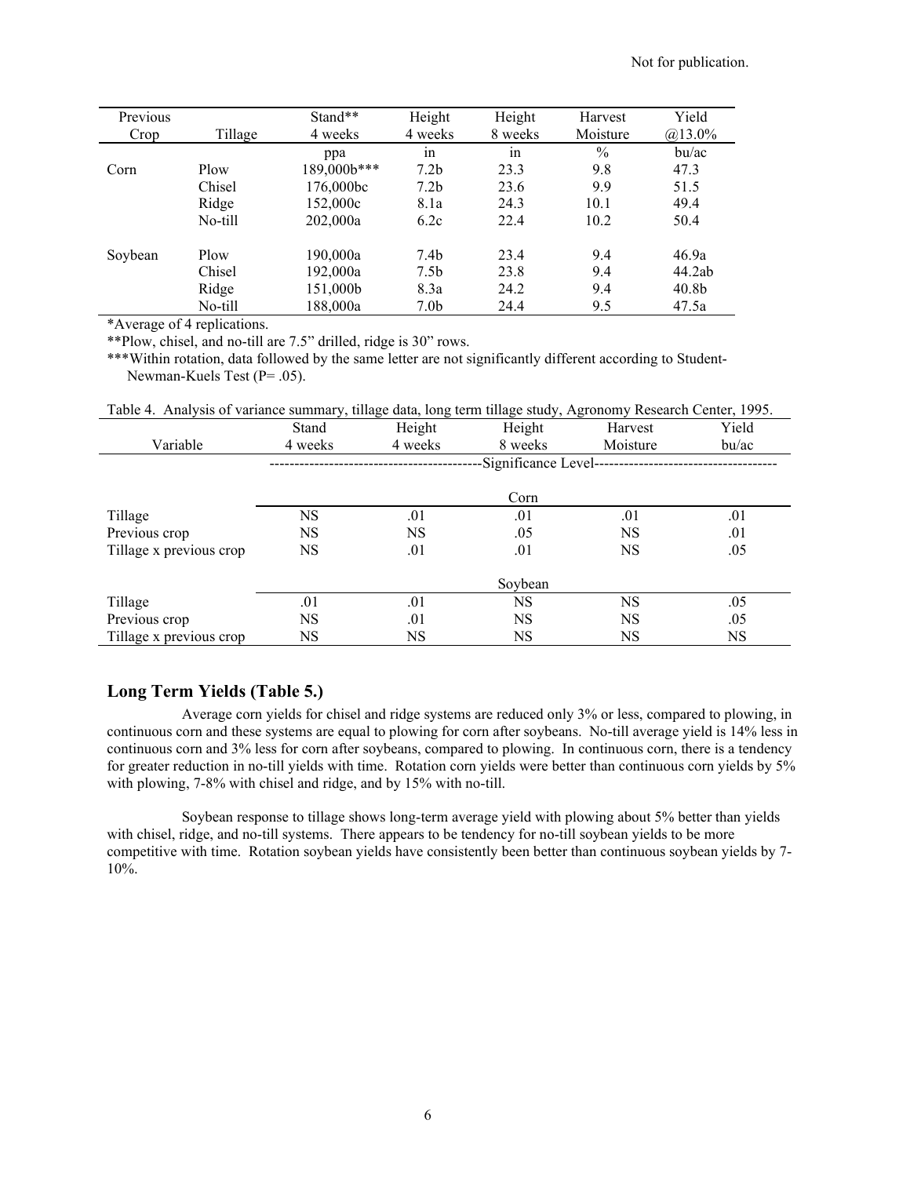Not for publication.

| Previous Crop | Tillage | Stand** 4 weeks | Height 4 weeks | Height 8 weeks | Harvest Moisture | Yield @13.0% |
|---|---|---|---|---|---|---|
| | | ppa | in | in | % | bu/ac |
| Corn | Plow | 189,000b*** | 7.2b | 23.3 | 9.8 | 47.3 |
| | Chisel | 176,000bc | 7.2b | 23.6 | 9.9 | 51.5 |
| | Ridge | 152,000c | 8.1a | 24.3 | 10.1 | 49.4 |
| | No-till | 202,000a | 6.2c | 22.4 | 10.2 | 50.4 |
| Soybean | Plow | 190,000a | 7.4b | 23.4 | 9.4 | 46.9a |
| | Chisel | 192,000a | 7.5b | 23.8 | 9.4 | 44.2ab |
| | Ridge | 151,000b | 8.3a | 24.2 | 9.4 | 40.8b |
| | No-till | 188,000a | 7.0b | 24.4 | 9.5 | 47.5a |

*Average of 4 replications.

**Plow, chisel, and no-till are 7.5" drilled, ridge is 30" rows.

***Within rotation, data followed by the same letter are not significantly different according to Student-Newman-Kuels Test (P= .05).

Table 4. Analysis of variance summary, tillage data, long term tillage study, Agronomy Research Center, 1995.

| Variable | Stand 4 weeks | Height 4 weeks | Height 8 weeks | Harvest Moisture | Yield bu/ac |
|---|---|---|---|---|---|
| | Significance Level | | | | |
| | | | Corn | | |
| Tillage | NS | .01 | .01 | .01 | .01 |
| Previous crop | NS | NS | .05 | NS | .01 |
| Tillage x previous crop | NS | .01 | .01 | NS | .05 |
| | | | Soybean | | |
| Tillage | .01 | .01 | NS | NS | .05 |
| Previous crop | NS | .01 | NS | NS | .05 |
| Tillage x previous crop | NS | NS | NS | NS | NS |

## Long Term Yields (Table 5.)

Average corn yields for chisel and ridge systems are reduced only 3% or less, compared to plowing, in continuous corn and these systems are equal to plowing for corn after soybeans. No-till average yield is 14% less in continuous corn and 3% less for corn after soybeans, compared to plowing. In continuous corn, there is a tendency for greater reduction in no-till yields with time. Rotation corn yields were better than continuous corn yields by 5% with plowing, 7-8% with chisel and ridge, and by 15% with no-till.

Soybean response to tillage shows long-term average yield with plowing about 5% better than yields with chisel, ridge, and no-till systems. There appears to be tendency for no-till soybean yields to be more competitive with time. Rotation soybean yields have consistently been better than continuous soybean yields by 7-10%.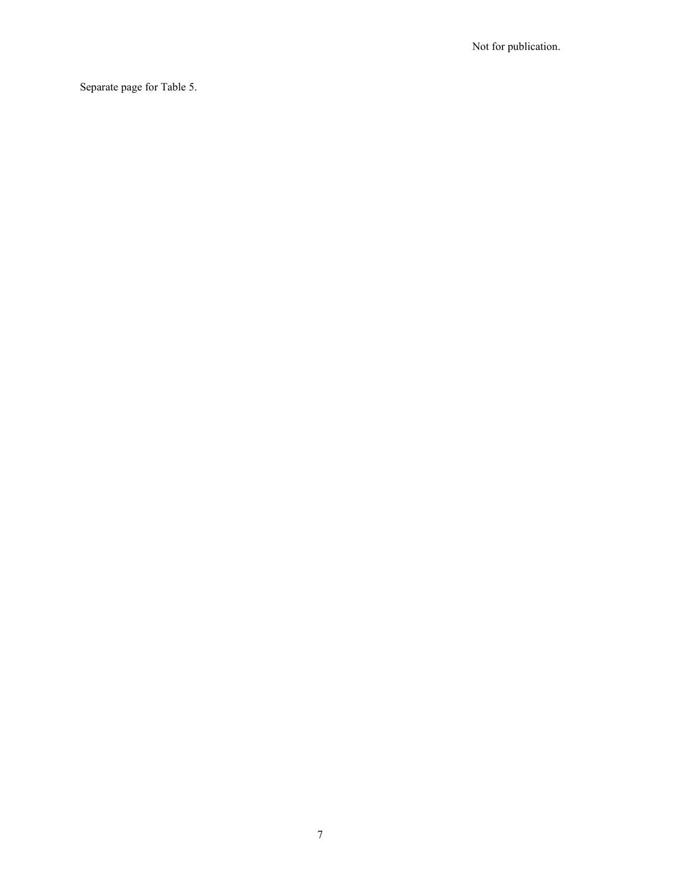Not for publication.

Separate page for Table 5.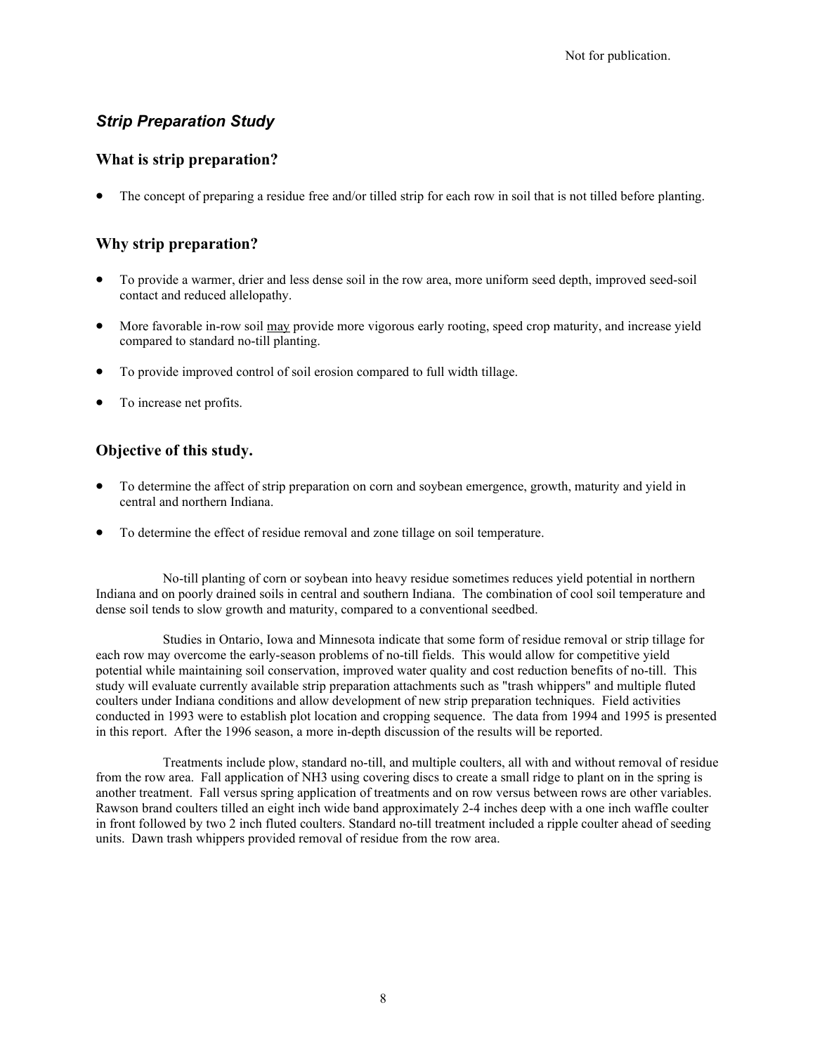Not for publication.

## *Strip Preparation Study*

### What is strip preparation?

- The concept of preparing a residue free and/or tilled strip for each row in soil that is not tilled before planting.

### Why strip preparation?

- To provide a warmer, drier and less dense soil in the row area, more uniform seed depth, improved seed-soil contact and reduced allelopathy.
- More favorable in-row soil <u>may</u> provide more vigorous early rooting, speed crop maturity, and increase yield compared to standard no-till planting.
- To provide improved control of soil erosion compared to full width tillage.
- To increase net profits.

### Objective of this study.

- To determine the affect of strip preparation on corn and soybean emergence, growth, maturity and yield in central and northern Indiana.
- To determine the effect of residue removal and zone tillage on soil temperature.

No-till planting of corn or soybean into heavy residue sometimes reduces yield potential in northern Indiana and on poorly drained soils in central and southern Indiana. The combination of cool soil temperature and dense soil tends to slow growth and maturity, compared to a conventional seedbed.

Studies in Ontario, Iowa and Minnesota indicate that some form of residue removal or strip tillage for each row may overcome the early-season problems of no-till fields. This would allow for competitive yield potential while maintaining soil conservation, improved water quality and cost reduction benefits of no-till. This study will evaluate currently available strip preparation attachments such as "trash whippers" and multiple fluted coulters under Indiana conditions and allow development of new strip preparation techniques. Field activities conducted in 1993 were to establish plot location and cropping sequence. The data from 1994 and 1995 is presented in this report. After the 1996 season, a more in-depth discussion of the results will be reported.

Treatments include plow, standard no-till, and multiple coulters, all with and without removal of residue from the row area. Fall application of $NH_3$ using covering discs to create a small ridge to plant on in the spring is another treatment. Fall versus spring application of treatments and on row versus between rows are other variables. Rawson brand coulters tilled an eight inch wide band approximately 2-4 inches deep with a one inch waffle coulter in front followed by two 2 inch fluted coulters. Standard no-till treatment included a ripple coulter ahead of seeding units. Dawn trash whippers provided removal of residue from the row area.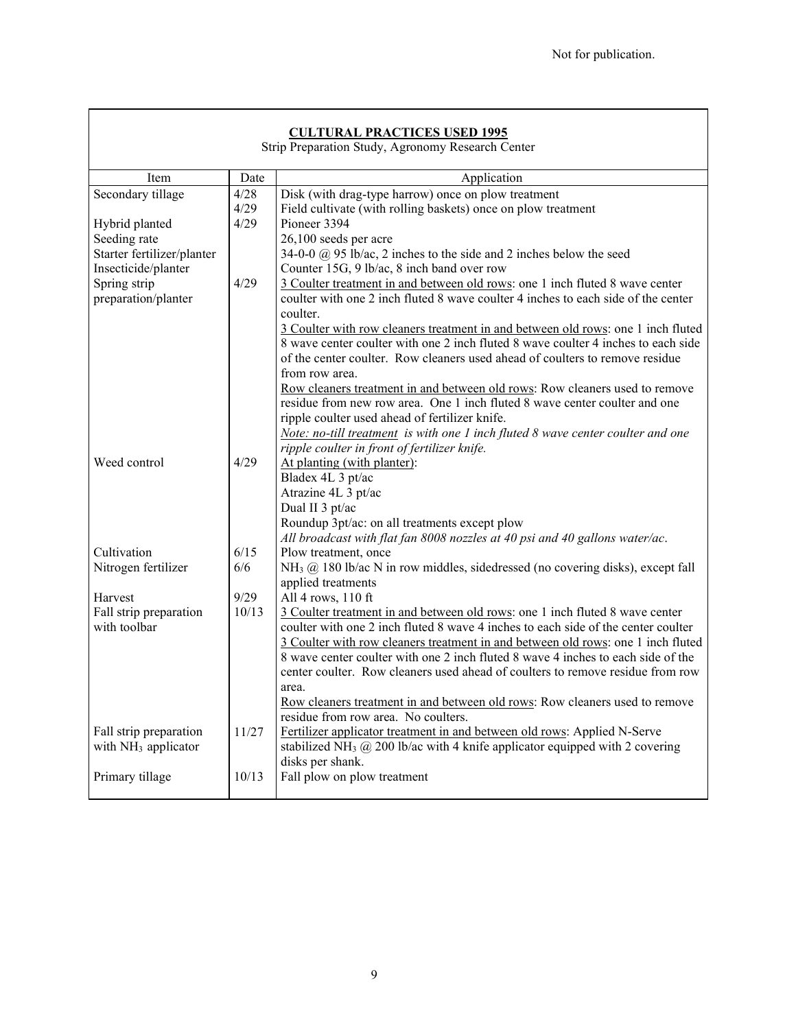Not for publication.

**CULTURAL PRACTICES USED 1995**

Strip Preparation Study, Agronomy Research Center

| Item | Date | Application |
|---|---|---|
| Secondary tillage | 4/28 | Disk (with drag-type harrow) once on plow treatment |
| | 4/29 | Field cultivate (with rolling baskets) once on plow treatment |
| Hybrid planted | 4/29 | Pioneer 3394 |
| Seeding rate | | 26,100 seeds per acre |
| Starter fertilizer/planter | | 34-0-0 @ 95 lb/ac, 2 inches to the side and 2 inches below the seed |
| Insecticide/planter | | Counter 15G, 9 lb/ac, 8 inch band over row |
| Spring strip preparation/planter | 4/29 | <u>3 Coulter treatment in and between old rows</u>: one 1 inch fluted 8 wave center coulter with one 2 inch fluted 8 wave coulter 4 inches to each side of the center coulter.<br><u>3 Coulter with row cleaners treatment in and between old rows</u>: one 1 inch fluted 8 wave center coulter with one 2 inch fluted 8 wave coulter 4 inches to each side of the center coulter. Row cleaners used ahead of coulters to remove residue from row area.<br><u>Row cleaners treatment in and between old rows</u>: Row cleaners used to remove residue from new row area. One 1 inch fluted 8 wave center coulter and one ripple coulter used ahead of fertilizer knife.<br>*Note: <u>no-till treatment</u> is with one 1 inch fluted 8 wave center coulter and one ripple coulter in front of fertilizer knife.* |
| Weed control | 4/29 | <u>At planting (with planter)</u>:<br>Bladex 4L 3 pt/ac<br>Atrazine 4L 3 pt/ac<br>Dual II 3 pt/ac<br>Roundup 3pt/ac: on all treatments except plow<br>*All broadcast with flat fan 8008 nozzles at 40 psi and 40 gallons water/ac.* |
| Cultivation | 6/15 | Plow treatment, once |
| Nitrogen fertilizer | 6/6 | $NH_3$ @ 180 lb/ac N in row middles, sidedressed (no covering disks), except fall applied treatments |
| Harvest | 9/29 | All 4 rows, 110 ft |
| Fall strip preparation with toolbar | 10/13 | <u>3 Coulter treatment in and between old rows</u>: one 1 inch fluted 8 wave center coulter with one 2 inch fluted 8 wave 4 inches to each side of the center coulter<br><u>3 Coulter with row cleaners treatment in and between old rows</u>: one 1 inch fluted 8 wave center coulter with one 2 inch fluted 8 wave 4 inches to each side of the center coulter. Row cleaners used ahead of coulters to remove residue from row area.<br><u>Row cleaners treatment in and between old rows</u>: Row cleaners used to remove residue from row area. No coulters. |
| Fall strip preparation with $NH_3$ applicator | 11/27 | <u>Fertilizer applicator treatment in and between old rows</u>: Applied N-Serve stabilized $NH_3$ @ 200 lb/ac with 4 knife applicator equipped with 2 covering disks per shank. |
| Primary tillage | 10/13 | Fall plow on plow treatment |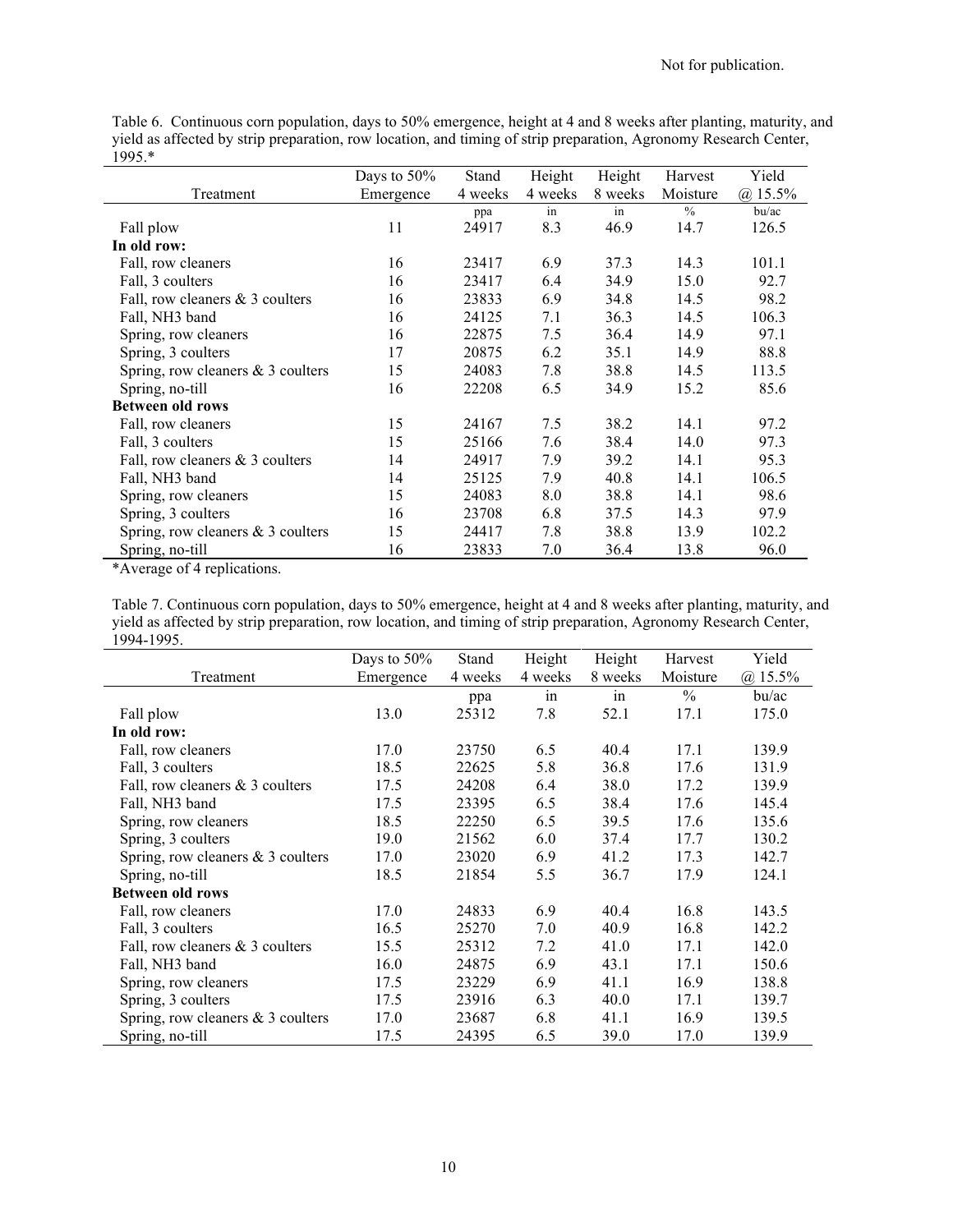Not for publication.

Table 6. Continuous corn population, days to 50% emergence, height at 4 and 8 weeks after planting, maturity, and yield as affected by strip preparation, row location, and timing of strip preparation, Agronomy Research Center, 1995.*

| Treatment | Days to 50% Emergence | Stand 4 weeks | Height 4 weeks | Height 8 weeks | Harvest Moisture | Yield @ 15.5% |
|---|---|---|---|---|---|---|
| | | ppa | in | in | % | bu/ac |
| Fall plow | 11 | 24917 | 8.3 | 46.9 | 14.7 | 126.5 |
| **In old row:** | | | | | | |
| Fall, row cleaners | 16 | 23417 | 6.9 | 37.3 | 14.3 | 101.1 |
| Fall, 3 coulters | 16 | 23417 | 6.4 | 34.9 | 15.0 | 92.7 |
| Fall, row cleaners & 3 coulters | 16 | 23833 | 6.9 | 34.8 | 14.5 | 98.2 |
| Fall, NH3 band | 16 | 24125 | 7.1 | 36.3 | 14.5 | 106.3 |
| Spring, row cleaners | 16 | 22875 | 7.5 | 36.4 | 14.9 | 97.1 |
| Spring, 3 coulters | 17 | 20875 | 6.2 | 35.1 | 14.9 | 88.8 |
| Spring, row cleaners & 3 coulters | 15 | 24083 | 7.8 | 38.8 | 14.5 | 113.5 |
| Spring, no-till | 16 | 22208 | 6.5 | 34.9 | 15.2 | 85.6 |
| **Between old rows** | | | | | | |
| Fall, row cleaners | 15 | 24167 | 7.5 | 38.2 | 14.1 | 97.2 |
| Fall, 3 coulters | 15 | 25166 | 7.6 | 38.4 | 14.0 | 97.3 |
| Fall, row cleaners & 3 coulters | 14 | 24917 | 7.9 | 39.2 | 14.1 | 95.3 |
| Fall, NH3 band | 14 | 25125 | 7.9 | 40.8 | 14.1 | 106.5 |
| Spring, row cleaners | 15 | 24083 | 8.0 | 38.8 | 14.1 | 98.6 |
| Spring, 3 coulters | 16 | 23708 | 6.8 | 37.5 | 14.3 | 97.9 |
| Spring, row cleaners & 3 coulters | 15 | 24417 | 7.8 | 38.8 | 13.9 | 102.2 |
| Spring, no-till | 16 | 23833 | 7.0 | 36.4 | 13.8 | 96.0 |

*Average of 4 replications.

Table 7. Continuous corn population, days to 50% emergence, height at 4 and 8 weeks after planting, maturity, and yield as affected by strip preparation, row location, and timing of strip preparation, Agronomy Research Center, 1994-1995.

| Treatment | Days to 50% Emergence | Stand 4 weeks | Height 4 weeks | Height 8 weeks | Harvest Moisture | Yield @ 15.5% |
|---|---|---|---|---|---|---|
| | | ppa | in | in | % | bu/ac |
| Fall plow | 13.0 | 25312 | 7.8 | 52.1 | 17.1 | 175.0 |
| **In old row:** | | | | | | |
| Fall, row cleaners | 17.0 | 23750 | 6.5 | 40.4 | 17.1 | 139.9 |
| Fall, 3 coulters | 18.5 | 22625 | 5.8 | 36.8 | 17.6 | 131.9 |
| Fall, row cleaners & 3 coulters | 17.5 | 24208 | 6.4 | 38.0 | 17.2 | 139.9 |
| Fall, NH3 band | 17.5 | 23395 | 6.5 | 38.4 | 17.6 | 145.4 |
| Spring, row cleaners | 18.5 | 22250 | 6.5 | 39.5 | 17.6 | 135.6 |
| Spring, 3 coulters | 19.0 | 21562 | 6.0 | 37.4 | 17.7 | 130.2 |
| Spring, row cleaners & 3 coulters | 17.0 | 23020 | 6.9 | 41.2 | 17.3 | 142.7 |
| Spring, no-till | 18.5 | 21854 | 5.5 | 36.7 | 17.9 | 124.1 |
| **Between old rows** | | | | | | |
| Fall, row cleaners | 17.0 | 24833 | 6.9 | 40.4 | 16.8 | 143.5 |
| Fall, 3 coulters | 16.5 | 25270 | 7.0 | 40.9 | 16.8 | 142.2 |
| Fall, row cleaners & 3 coulters | 15.5 | 25312 | 7.2 | 41.0 | 17.1 | 142.0 |
| Fall, NH3 band | 16.0 | 24875 | 6.9 | 43.1 | 17.1 | 150.6 |
| Spring, row cleaners | 17.5 | 23229 | 6.9 | 41.1 | 16.9 | 138.8 |
| Spring, 3 coulters | 17.5 | 23916 | 6.3 | 40.0 | 17.1 | 139.7 |
| Spring, row cleaners & 3 coulters | 17.0 | 23687 | 6.8 | 41.1 | 16.9 | 139.5 |
| Spring, no-till | 17.5 | 24395 | 6.5 | 39.0 | 17.0 | 139.9 |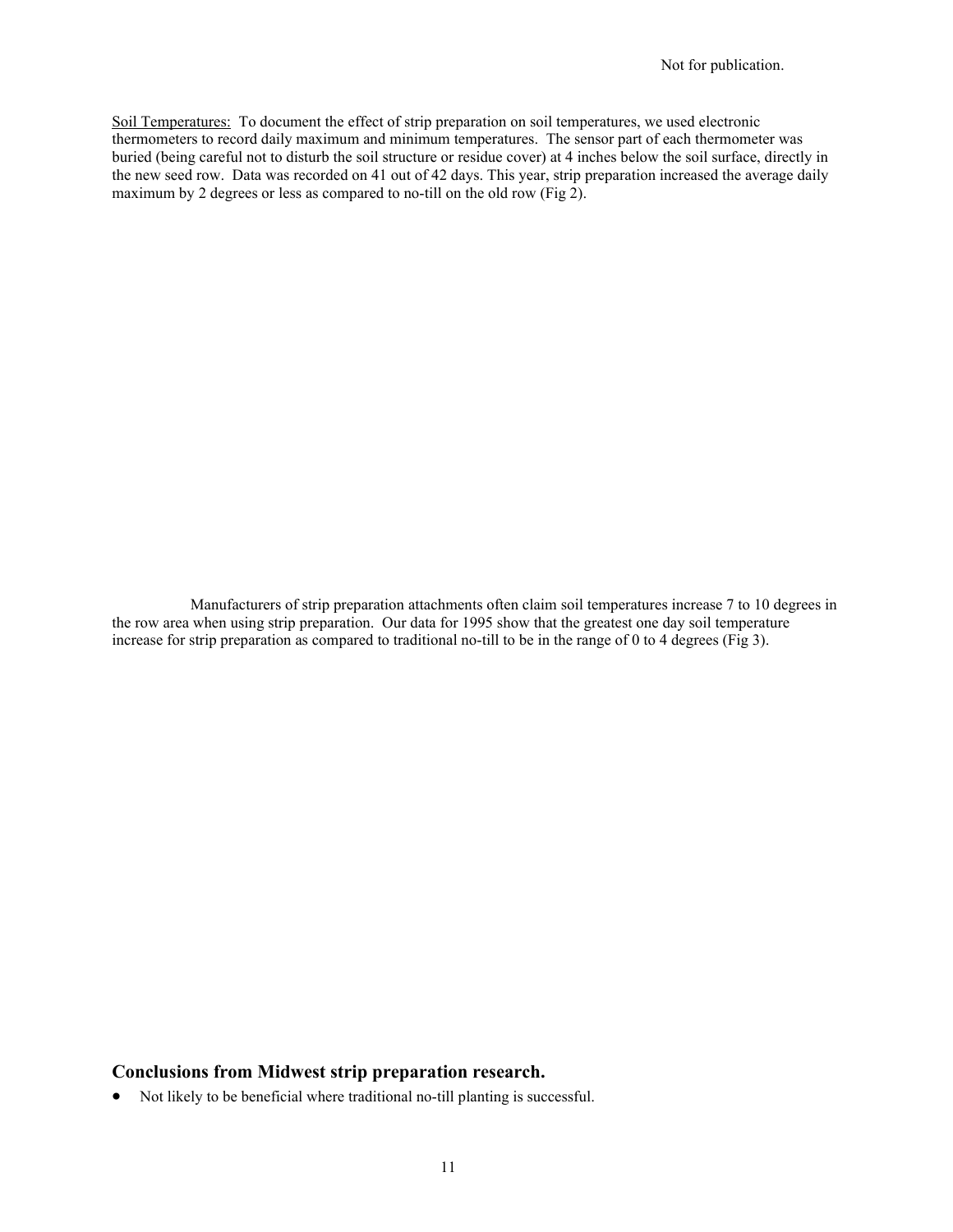Soil Temperatures: To document the effect of strip preparation on soil temperatures, we used electronic thermometers to record daily maximum and minimum temperatures. The sensor part of each thermometer was buried (being careful not to disturb the soil structure or residue cover) at 4 inches below the soil surface, directly in the new seed row. Data was recorded on 41 out of 42 days. This year, strip preparation increased the average daily maximum by 2 degrees or less as compared to no-till on the old row (Fig 2).

Manufacturers of strip preparation attachments often claim soil temperatures increase 7 to 10 degrees in the row area when using strip preparation. Our data for 1995 show that the greatest one day soil temperature increase for strip preparation as compared to traditional no-till to be in the range of 0 to 4 degrees (Fig 3).

## Conclusions from Midwest strip preparation research.

- Not likely to be beneficial where traditional no-till planting is successful.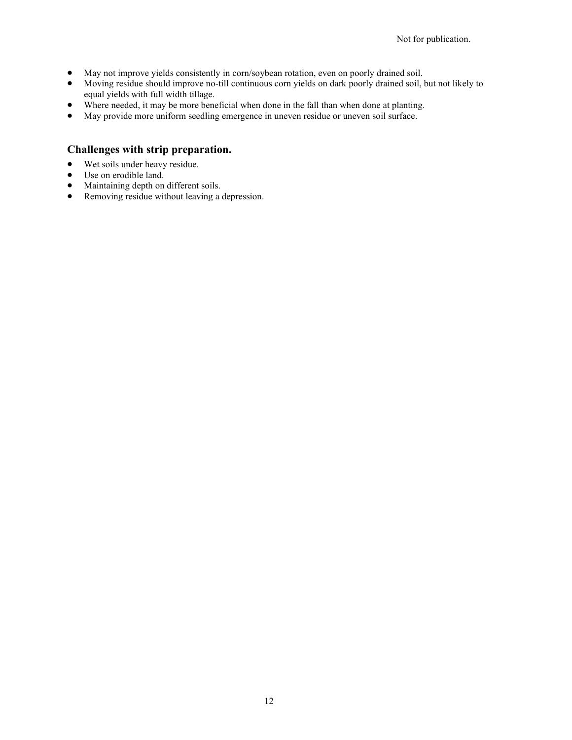- May not improve yields consistently in corn/soybean rotation, even on poorly drained soil.
- Moving residue should improve no-till continuous corn yields on dark poorly drained soil, but not likely to equal yields with full width tillage.
- Where needed, it may be more beneficial when done in the fall than when done at planting.
- May provide more uniform seedling emergence in uneven residue or uneven soil surface.

## Challenges with strip preparation.

- Wet soils under heavy residue.
- Use on erodible land.
- Maintaining depth on different soils.
- Removing residue without leaving a depression.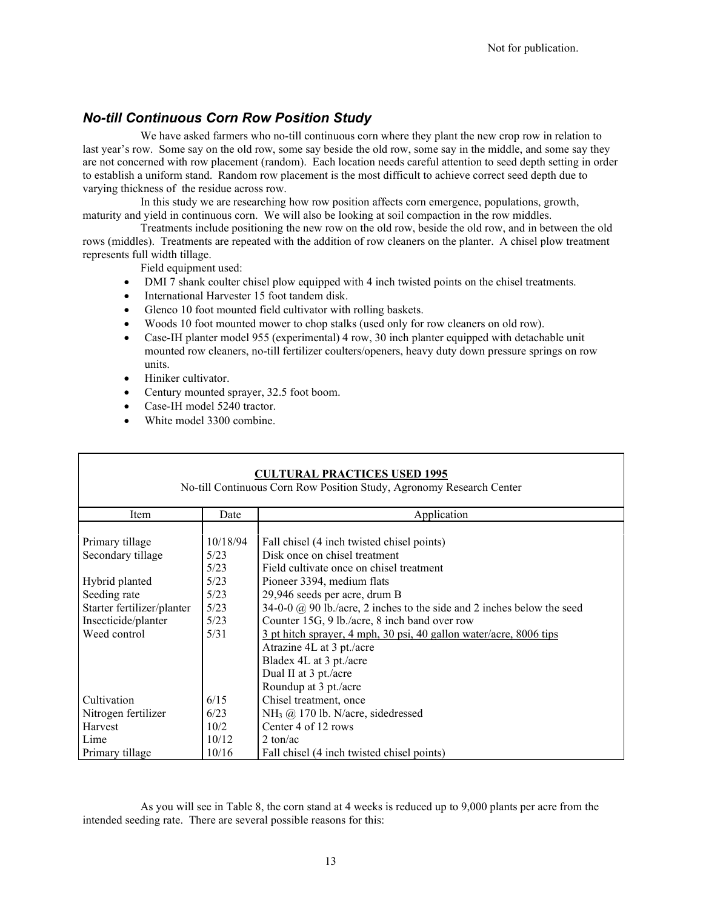Not for publication.

### *No-till Continuous Corn Row Position Study*

We have asked farmers who no-till continuous corn where they plant the new crop row in relation to last year's row. Some say on the old row, some say beside the old row, some say in the middle, and some say they are not concerned with row placement (random). Each location needs careful attention to seed depth setting in order to establish a uniform stand. Random row placement is the most difficult to achieve correct seed depth due to varying thickness of the residue across row.

In this study we are researching how row position affects corn emergence, populations, growth, maturity and yield in continuous corn. We will also be looking at soil compaction in the row middles.

Treatments include positioning the new row on the old row, beside the old row, and in between the old rows (middles). Treatments are repeated with the addition of row cleaners on the planter. A chisel plow treatment represents full width tillage.

Field equipment used:

- DMI 7 shank coulter chisel plow equipped with 4 inch twisted points on the chisel treatments.
- International Harvester 15 foot tandem disk.
- Glenco 10 foot mounted field cultivator with rolling baskets.
- Woods 10 foot mounted mower to chop stalks (used only for row cleaners on old row).
- Case-IH planter model 955 (experimental) 4 row, 30 inch planter equipped with detachable unit mounted row cleaners, no-till fertilizer coulters/openers, heavy duty down pressure springs on row units.
- Hiniker cultivator.
- Century mounted sprayer, 32.5 foot boom.
- Case-IH model 5240 tractor.
- White model 3300 combine.

**CULTURAL PRACTICES USED 1995**
No-till Continuous Corn Row Position Study, Agronomy Research Center

| Item | Date | Application |
|---|---|---|
| Primary tillage | 10/18/94 | Fall chisel (4 inch twisted chisel points) |
| Secondary tillage | 5/23 | Disk once on chisel treatment |
| | 5/23 | Field cultivate once on chisel treatment |
| Hybrid planted | 5/23 | Pioneer 3394, medium flats |
| Seeding rate | 5/23 | 29,946 seeds per acre, drum B |
| Starter fertilizer/planter | 5/23 | 34-0-0 @ 90 lb./acre, 2 inches to the side and 2 inches below the seed |
| Insecticide/planter | 5/23 | Counter 15G, 9 lb./acre, 8 inch band over row |
| Weed control | 5/31 | 3 pt hitch sprayer, 4 mph, 30 psi, 40 gallon water/acre, 8006 tips |
| | | Atrazine 4L at 3 pt./acre |
| | | Bladex 4L at 3 pt./acre |
| | | Dual II at 3 pt./acre |
| | | Roundup at 3 pt./acre |
| Cultivation | 6/15 | Chisel treatment, once |
| Nitrogen fertilizer | 6/23 | $NH_3$ @ 170 lb. N/acre, sidedressed |
| Harvest | 10/2 | Center 4 of 12 rows |
| Lime | 10/12 | 2 ton/ac |
| Primary tillage | 10/16 | Fall chisel (4 inch twisted chisel points) |

As you will see in Table 8, the corn stand at 4 weeks is reduced up to 9,000 plants per acre from the intended seeding rate. There are several possible reasons for this: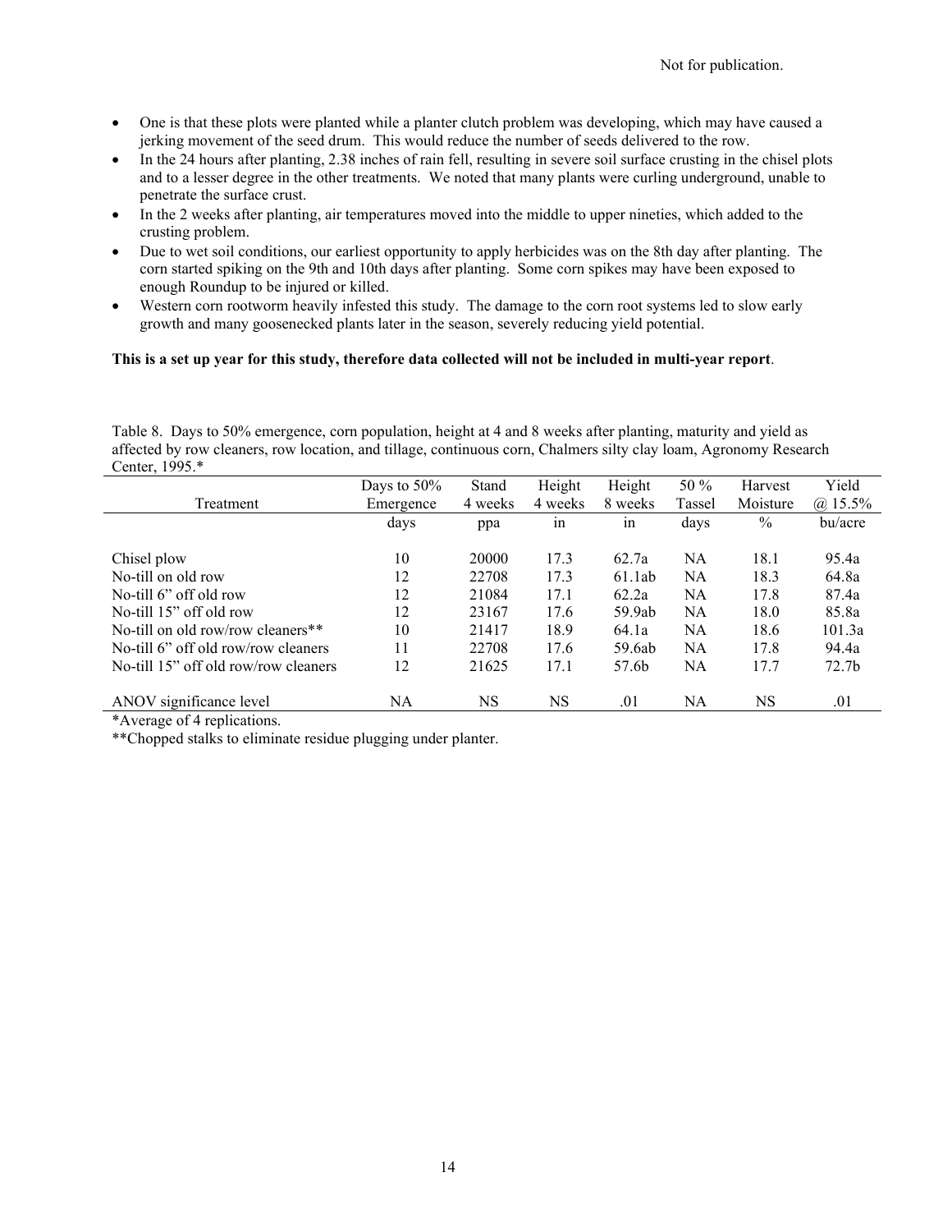- One is that these plots were planted while a planter clutch problem was developing, which may have caused a jerking movement of the seed drum. This would reduce the number of seeds delivered to the row.
- In the 24 hours after planting, 2.38 inches of rain fell, resulting in severe soil surface crusting in the chisel plots and to a lesser degree in the other treatments. We noted that many plants were curling underground, unable to penetrate the surface crust.
- In the 2 weeks after planting, air temperatures moved into the middle to upper nineties, which added to the crusting problem.
- Due to wet soil conditions, our earliest opportunity to apply herbicides was on the 8th day after planting. The corn started spiking on the 9th and 10th days after planting. Some corn spikes may have been exposed to enough Roundup to be injured or killed.
- Western corn rootworm heavily infested this study. The damage to the corn root systems led to slow early growth and many goosenecked plants later in the season, severely reducing yield potential.

**This is a set up year for this study, therefore data collected will not be included in multi-year report**.

Table 8. Days to 50% emergence, corn population, height at 4 and 8 weeks after planting, maturity and yield as affected by row cleaners, row location, and tillage, continuous corn, Chalmers silty clay loam, Agronomy Research Center, 1995.*

| Treatment | Days to 50% Emergence | Stand 4 weeks | Height 4 weeks | Height 8 weeks | 50 % Tassel | Harvest Moisture | Yield @ 15.5% |
|---|---|---|---|---|---|---|---|
| | days | ppa | in | in | days | % | bu/acre |
| Chisel plow | 10 | 20000 | 17.3 | 62.7a | NA | 18.1 | 95.4a |
| No-till on old row | 12 | 22708 | 17.3 | 61.1ab | NA | 18.3 | 64.8a |
| No-till 6" off old row | 12 | 21084 | 17.1 | 62.2a | NA | 17.8 | 87.4a |
| No-till 15" off old row | 12 | 23167 | 17.6 | 59.9ab | NA | 18.0 | 85.8a |
| No-till on old row/row cleaners** | 10 | 21417 | 18.9 | 64.1a | NA | 18.6 | 101.3a |
| No-till 6" off old row/row cleaners | 11 | 22708 | 17.6 | 59.6ab | NA | 17.8 | 94.4a |
| No-till 15" off old row/row cleaners | 12 | 21625 | 17.1 | 57.6b | NA | 17.7 | 72.7b |
| ANOV significance level | NA | NS | NS | .01 | NA | NS | .01 |

*Average of 4 replications.

**Chopped stalks to eliminate residue plugging under planter.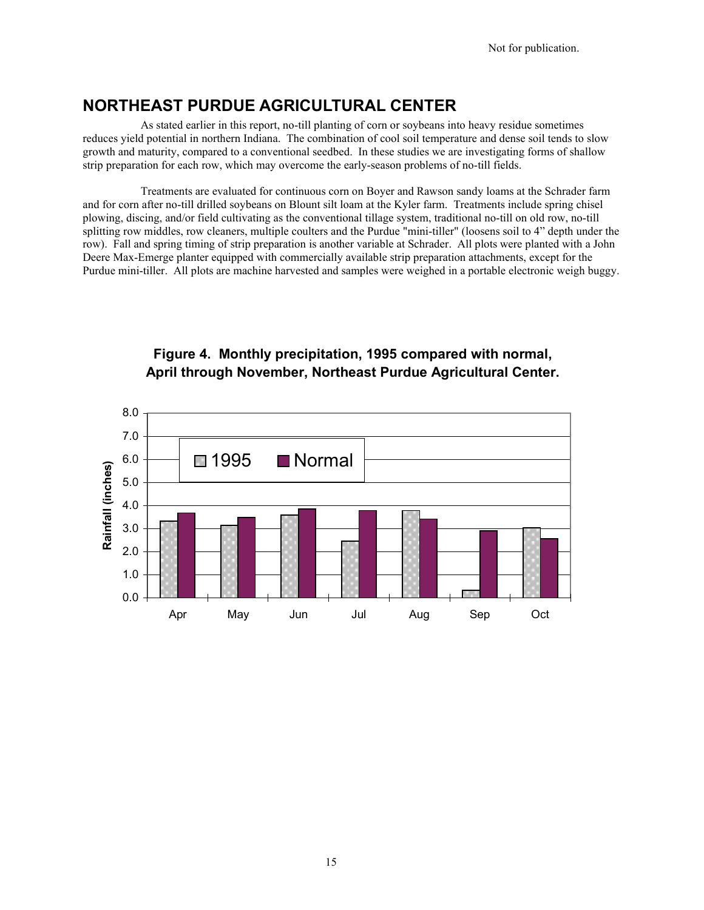Not for publication.

## NORTHEAST PURDUE AGRICULTURAL CENTER

As stated earlier in this report, no-till planting of corn or soybeans into heavy residue sometimes reduces yield potential in northern Indiana. The combination of cool soil temperature and dense soil tends to slow growth and maturity, compared to a conventional seedbed. In these studies we are investigating forms of shallow strip preparation for each row, which may overcome the early-season problems of no-till fields.

Treatments are evaluated for continuous corn on Boyer and Rawson sandy loams at the Schrader farm and for corn after no-till drilled soybeans on Blount silt loam at the Kyler farm. Treatments include spring chisel plowing, discing, and/or field cultivating as the conventional tillage system, traditional no-till on old row, no-till splitting row middles, row cleaners, multiple coulters and the Purdue "mini-tiller" (loosens soil to 4" depth under the row). Fall and spring timing of strip preparation is another variable at Schrader. All plots were planted with a John Deere Max-Emerge planter equipped with commercially available strip preparation attachments, except for the Purdue mini-tiller. All plots are machine harvested and samples were weighed in a portable electronic weigh buggy.

**Figure 4. Monthly precipitation, 1995 compared with normal, April through November, Northeast Purdue Agricultural Center.**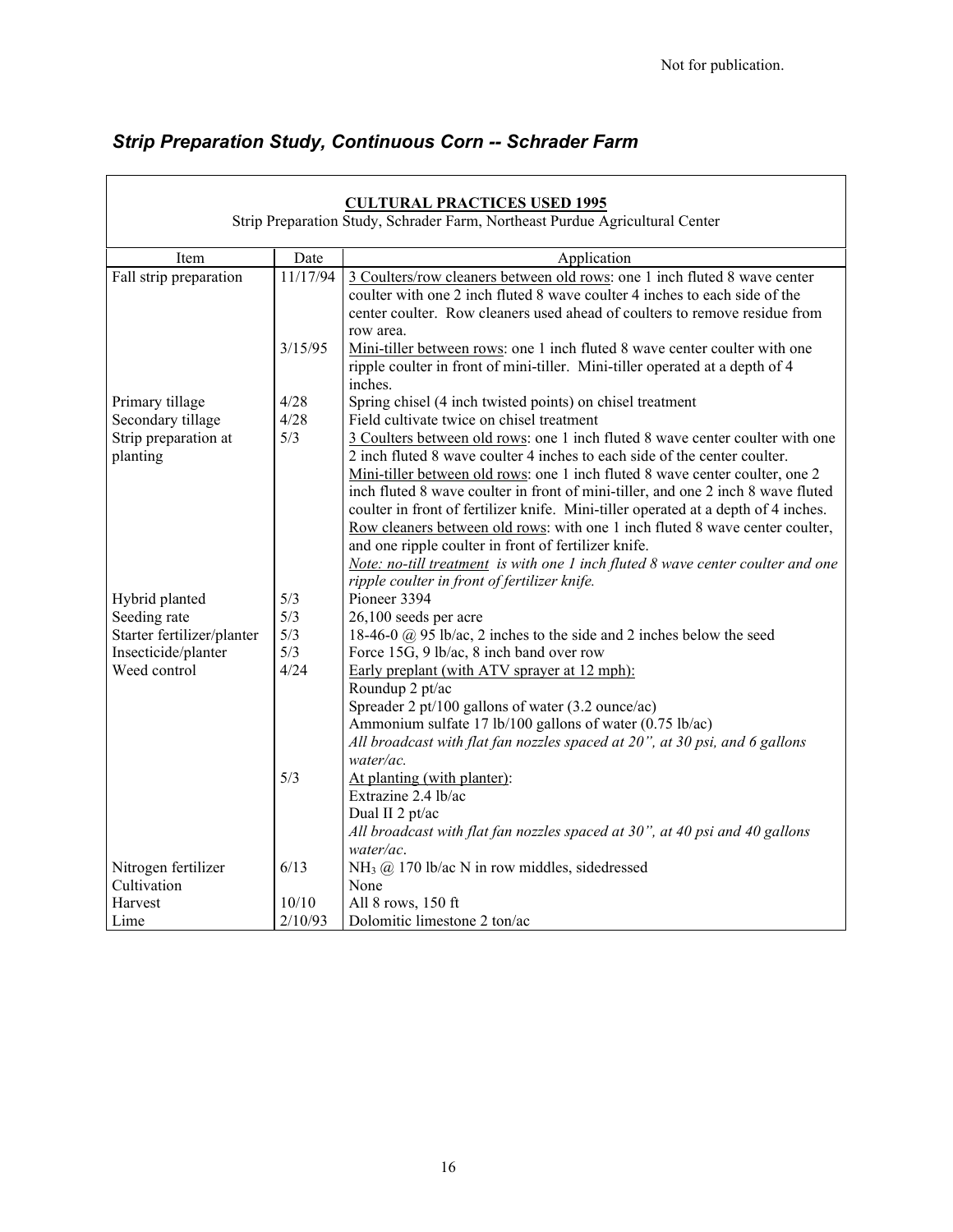Not for publication.

## *Strip Preparation Study, Continuous Corn -- Schrader Farm*

**CULTURAL PRACTICES USED 1995**

Strip Preparation Study, Schrader Farm, Northeast Purdue Agricultural Center

| Item | Date | Application |
|---|---|---|
| Fall strip preparation | 11/17/94 | 3 Coulters/row cleaners between old rows: one 1 inch fluted 8 wave center coulter with one 2 inch fluted 8 wave coulter 4 inches to each side of the center coulter. Row cleaners used ahead of coulters to remove residue from row area. |
| | 3/15/95 | Mini-tiller between rows: one 1 inch fluted 8 wave center coulter with one ripple coulter in front of mini-tiller. Mini-tiller operated at a depth of 4 inches. |
| Primary tillage | 4/28 | Spring chisel (4 inch twisted points) on chisel treatment |
| Secondary tillage | 4/28 | Field cultivate twice on chisel treatment |
| Strip preparation at planting | 5/3 | 3 Coulters between old rows: one 1 inch fluted 8 wave center coulter with one 2 inch fluted 8 wave coulter 4 inches to each side of the center coulter. Mini-tiller between old rows: one 1 inch fluted 8 wave center coulter, one 2 inch fluted 8 wave coulter in front of mini-tiller, and one 2 inch 8 wave fluted coulter in front of fertilizer knife. Mini-tiller operated at a depth of 4 inches. Row cleaners between old rows: with one 1 inch fluted 8 wave center coulter, and one ripple coulter in front of fertilizer knife. *Note: no-till treatment is with one 1 inch fluted 8 wave center coulter and one ripple coulter in front of fertilizer knife.* |
| Hybrid planted | 5/3 | Pioneer 3394 |
| Seeding rate | 5/3 | 26,100 seeds per acre |
| Starter fertilizer/planter | 5/3 | 18-46-0 @ 95 lb/ac, 2 inches to the side and 2 inches below the seed |
| Insecticide/planter | 5/3 | Force 15G, 9 lb/ac, 8 inch band over row |
| Weed control | 4/24 | Early preplant (with ATV sprayer at 12 mph): Roundup 2 pt/ac; Spreader 2 pt/100 gallons of water (3.2 ounce/ac); Ammonium sulfate 17 lb/100 gallons of water (0.75 lb/ac). *All broadcast with flat fan nozzles spaced at 20", at 30 psi, and 6 gallons water/ac.* |
| | 5/3 | At planting (with planter): Extrazine 2.4 lb/ac; Dual II 2 pt/ac. *All broadcast with flat fan nozzles spaced at 30", at 40 psi and 40 gallons water/ac.* |
| Nitrogen fertilizer | 6/13 | $NH_3$ @ 170 lb/ac N in row middles, sidedressed |
| Cultivation | 10/10 | None |
| Harvest | 10/10 | All 8 rows, 150 ft |
| Lime | 2/10/93 | Dolomitic limestone 2 ton/ac |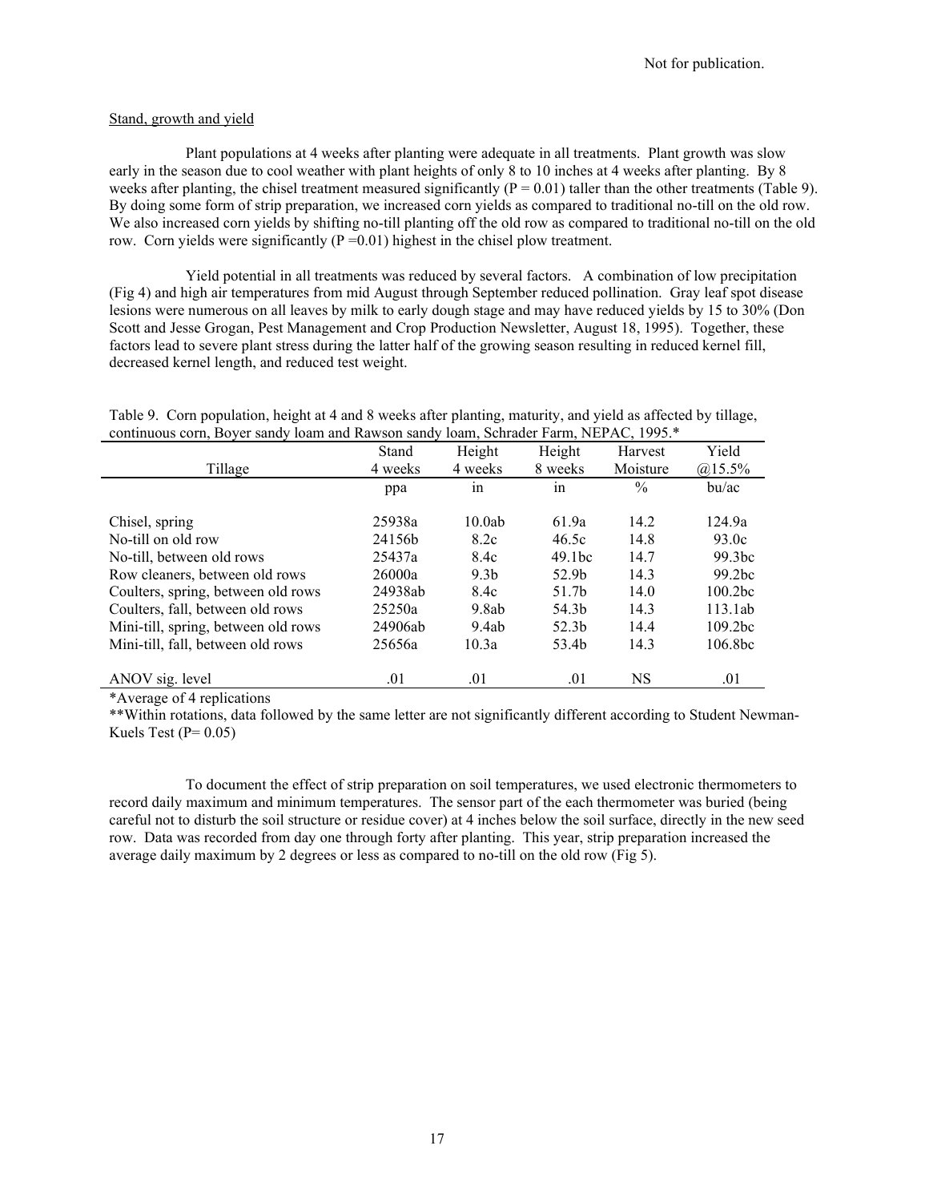Not for publication.

Stand, growth and yield

Plant populations at 4 weeks after planting were adequate in all treatments. Plant growth was slow early in the season due to cool weather with plant heights of only 8 to 10 inches at 4 weeks after planting. By 8 weeks after planting, the chisel treatment measured significantly ($P = 0.01$) taller than the other treatments (Table 9). By doing some form of strip preparation, we increased corn yields as compared to traditional no-till on the old row. We also increased corn yields by shifting no-till planting off the old row as compared to traditional no-till on the old row. Corn yields were significantly ($P = 0.01$) highest in the chisel plow treatment.

Yield potential in all treatments was reduced by several factors. A combination of low precipitation (Fig 4) and high air temperatures from mid August through September reduced pollination. Gray leaf spot disease lesions were numerous on all leaves by milk to early dough stage and may have reduced yields by 15 to 30% (Don Scott and Jesse Grogan, Pest Management and Crop Production Newsletter, August 18, 1995). Together, these factors lead to severe plant stress during the latter half of the growing season resulting in reduced kernel fill, decreased kernel length, and reduced test weight.

Table 9. Corn population, height at 4 and 8 weeks after planting, maturity, and yield as affected by tillage, continuous corn, Boyer sandy loam and Rawson sandy loam, Schrader Farm, NEPAC, 1995.*

| Tillage | Stand 4 weeks | Height 4 weeks | Height 8 weeks | Harvest Moisture | Yield @15.5% |
|---|---|---|---|---|---|
| | ppa | in | in | % | bu/ac |
| Chisel, spring | 25938a | 10.0ab | 61.9a | 14.2 | 124.9a |
| No-till on old row | 24156b | 8.2c | 46.5c | 14.8 | 93.0c |
| No-till, between old rows | 25437a | 8.4c | 49.1bc | 14.7 | 99.3bc |
| Row cleaners, between old rows | 26000a | 9.3b | 52.9b | 14.3 | 99.2bc |
| Coulters, spring, between old rows | 24938ab | 8.4c | 51.7b | 14.0 | 100.2bc |
| Coulters, fall, between old rows | 25250a | 9.8ab | 54.3b | 14.3 | 113.1ab |
| Mini-till, spring, between old rows | 24906ab | 9.4ab | 52.3b | 14.4 | 109.2bc |
| Mini-till, fall, between old rows | 25656a | 10.3a | 53.4b | 14.3 | 106.8bc |
| ANOV sig. level | .01 | .01 | .01 | NS | .01 |

*Average of 4 replications

**Within rotations, data followed by the same letter are not significantly different according to Student Newman-Kuels Test ($P = 0.05$)

To document the effect of strip preparation on soil temperatures, we used electronic thermometers to record daily maximum and minimum temperatures. The sensor part of the each thermometer was buried (being careful not to disturb the soil structure or residue cover) at 4 inches below the soil surface, directly in the new seed row. Data was recorded from day one through forty after planting. This year, strip preparation increased the average daily maximum by 2 degrees or less as compared to no-till on the old row (Fig 5).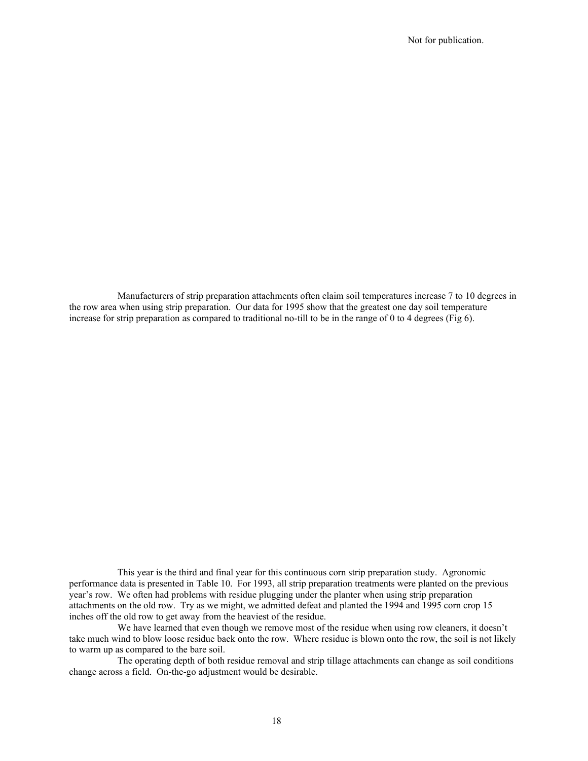Manufacturers of strip preparation attachments often claim soil temperatures increase 7 to 10 degrees in the row area when using strip preparation. Our data for 1995 show that the greatest one day soil temperature increase for strip preparation as compared to traditional no-till to be in the range of 0 to 4 degrees (Fig 6).

This year is the third and final year for this continuous corn strip preparation study. Agronomic performance data is presented in Table 10. For 1993, all strip preparation treatments were planted on the previous year's row. We often had problems with residue plugging under the planter when using strip preparation attachments on the old row. Try as we might, we admitted defeat and planted the 1994 and 1995 corn crop 15 inches off the old row to get away from the heaviest of the residue.

We have learned that even though we remove most of the residue when using row cleaners, it doesn't take much wind to blow loose residue back onto the row. Where residue is blown onto the row, the soil is not likely to warm up as compared to the bare soil.

The operating depth of both residue removal and strip tillage attachments can change as soil conditions change across a field. On-the-go adjustment would be desirable.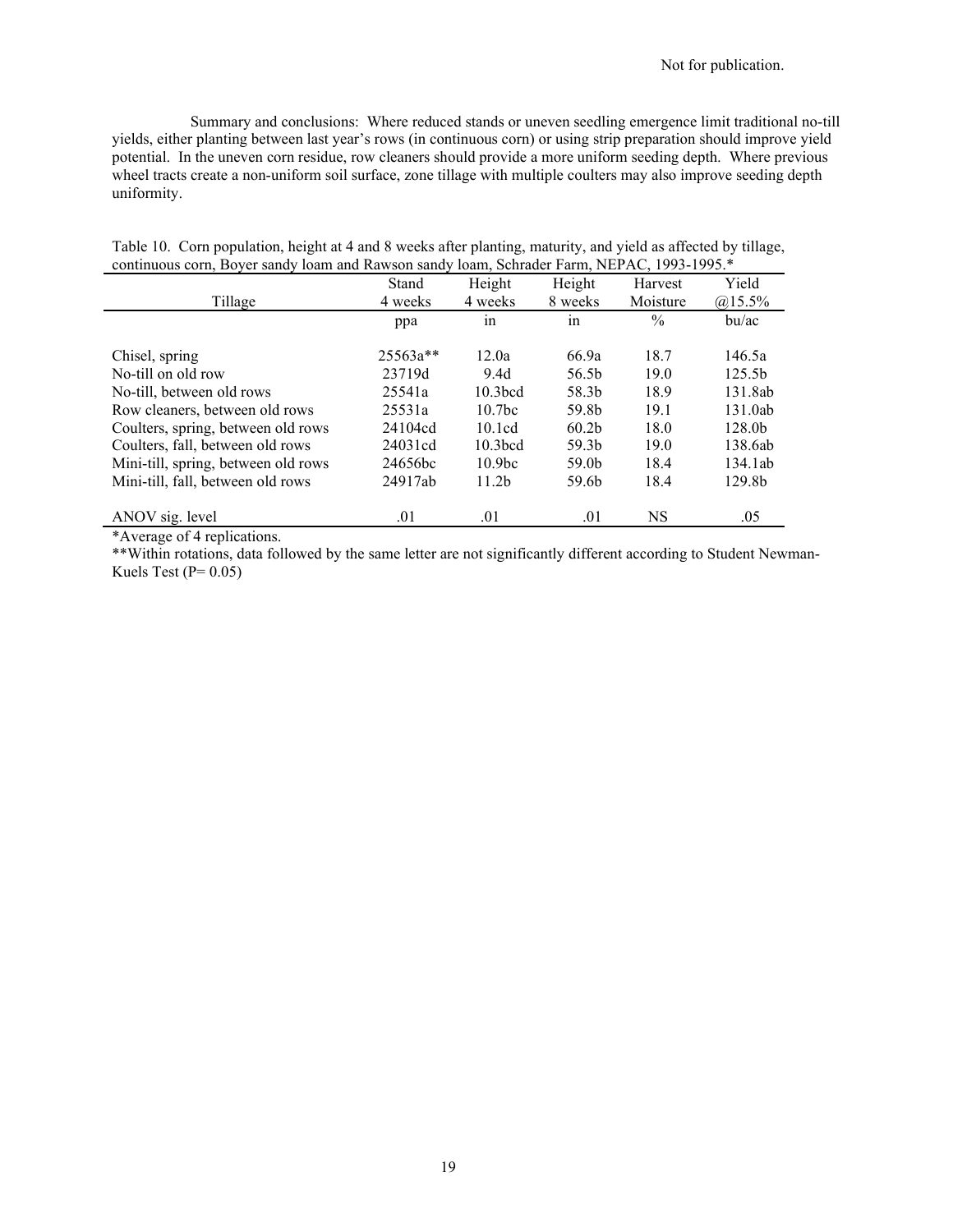Not for publication.

Summary and conclusions: Where reduced stands or uneven seedling emergence limit traditional no-till yields, either planting between last year's rows (in continuous corn) or using strip preparation should improve yield potential. In the uneven corn residue, row cleaners should provide a more uniform seeding depth. Where previous wheel tracts create a non-uniform soil surface, zone tillage with multiple coulters may also improve seeding depth uniformity.

Table 10. Corn population, height at 4 and 8 weeks after planting, maturity, and yield as affected by tillage, continuous corn, Boyer sandy loam and Rawson sandy loam, Schrader Farm, NEPAC, 1993-1995.*

| Tillage | Stand 4 weeks | Height 4 weeks | Height 8 weeks | Harvest Moisture | Yield @15.5% |
|---|---|---|---|---|---|
| | ppa | in | in | % | bu/ac |
| Chisel, spring | 25563a** | 12.0a | 66.9a | 18.7 | 146.5a |
| No-till on old row | 23719d | 9.4d | 56.5b | 19.0 | 125.5b |
| No-till, between old rows | 25541a | 10.3bcd | 58.3b | 18.9 | 131.8ab |
| Row cleaners, between old rows | 25531a | 10.7bc | 59.8b | 19.1 | 131.0ab |
| Coulters, spring, between old rows | 24104cd | 10.1cd | 60.2b | 18.0 | 128.0b |
| Coulters, fall, between old rows | 24031cd | 10.3bcd | 59.3b | 19.0 | 138.6ab |
| Mini-till, spring, between old rows | 24656bc | 10.9bc | 59.0b | 18.4 | 134.1ab |
| Mini-till, fall, between old rows | 24917ab | 11.2b | 59.6b | 18.4 | 129.8b |
| ANOV sig. level | .01 | .01 | .01 | NS | .05 |

*Average of 4 replications.

**Within rotations, data followed by the same letter are not significantly different according to Student Newman-Kuels Test (P= 0.05)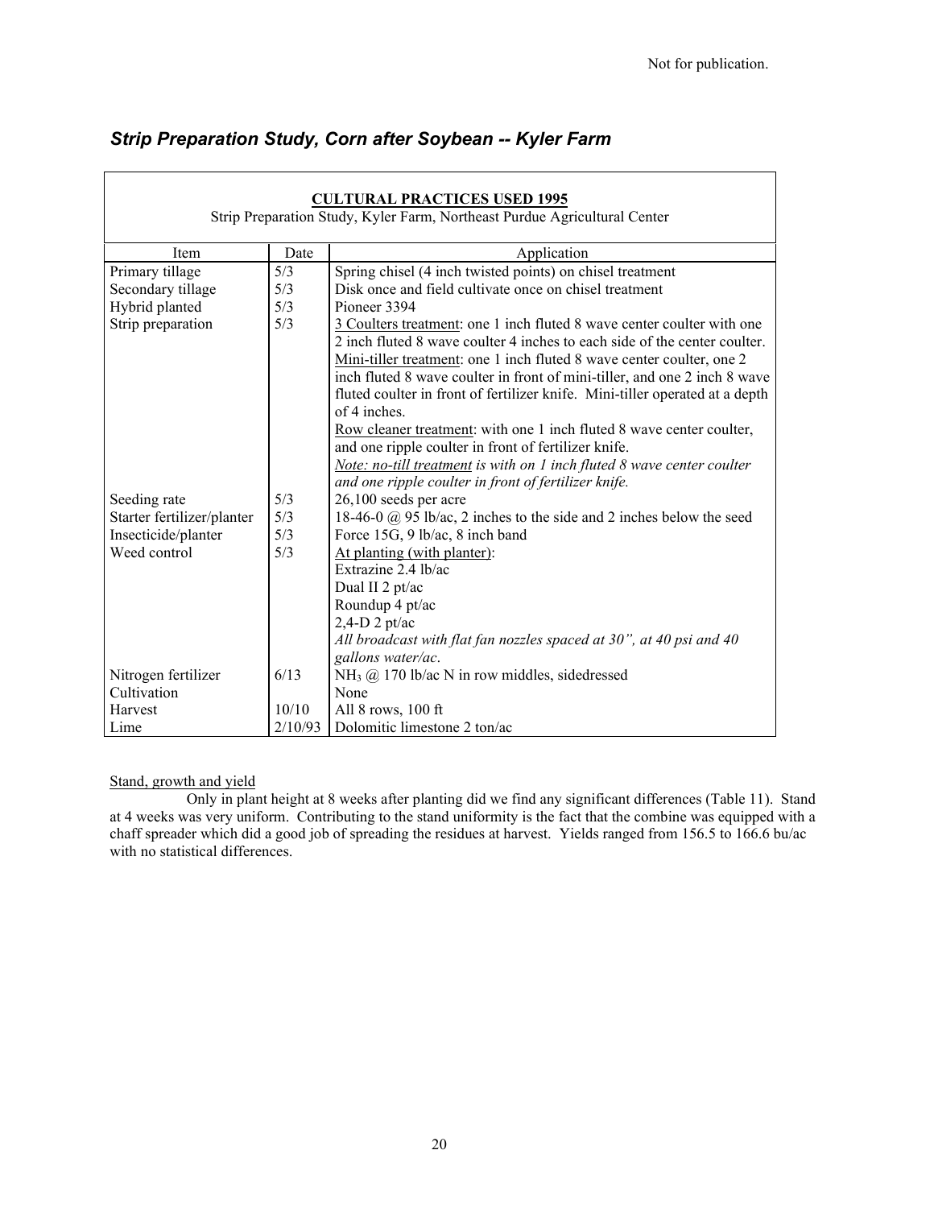Not for publication.

## *Strip Preparation Study, Corn after Soybean -- Kyler Farm*

**CULTURAL PRACTICES USED 1995**

Strip Preparation Study, Kyler Farm, Northeast Purdue Agricultural Center

| Item | Date | Application |
|---|---|---|
| Primary tillage | 5/3 | Spring chisel (4 inch twisted points) on chisel treatment |
| Secondary tillage | 5/3 | Disk once and field cultivate once on chisel treatment |
| Hybrid planted | 5/3 | Pioneer 3394 |
| Strip preparation | 5/3 | 3 Coulters treatment: one 1 inch fluted 8 wave center coulter with one 2 inch fluted 8 wave coulter 4 inches to each side of the center coulter. Mini-tiller treatment: one 1 inch fluted 8 wave center coulter, one 2 inch fluted 8 wave coulter in front of mini-tiller, and one 2 inch 8 wave fluted coulter in front of fertilizer knife. Mini-tiller operated at a depth of 4 inches. Row cleaner treatment: with one 1 inch fluted 8 wave center coulter, and one ripple coulter in front of fertilizer knife. *Note: no-till treatment is with on 1 inch fluted 8 wave center coulter and one ripple coulter in front of fertilizer knife.* |
| Seeding rate | 5/3 | 26,100 seeds per acre |
| Starter fertilizer/planter | 5/3 | 18-46-0 @ 95 lb/ac, 2 inches to the side and 2 inches below the seed |
| Insecticide/planter | 5/3 | Force 15G, 9 lb/ac, 8 inch band |
| Weed control | 5/3 | At planting (with planter): Extrazine 2.4 lb/ac; Dual II 2 pt/ac; Roundup 4 pt/ac; 2,4-D 2 pt/ac. *All broadcast with flat fan nozzles spaced at 30", at 40 psi and 40 gallons water/ac.* |
| Nitrogen fertilizer | 6/13 | $NH_3$ @ 170 lb/ac N in row middles, sidedressed |
| Cultivation | | None |
| Harvest | 10/10 | All 8 rows, 100 ft |
| Lime | 2/10/93 | Dolomitic limestone 2 ton/ac |

Stand, growth and yield

Only in plant height at 8 weeks after planting did we find any significant differences (Table 11). Stand at 4 weeks was very uniform. Contributing to the stand uniformity is the fact that the combine was equipped with a chaff spreader which did a good job of spreading the residues at harvest. Yields ranged from 156.5 to 166.6 bu/ac with no statistical differences.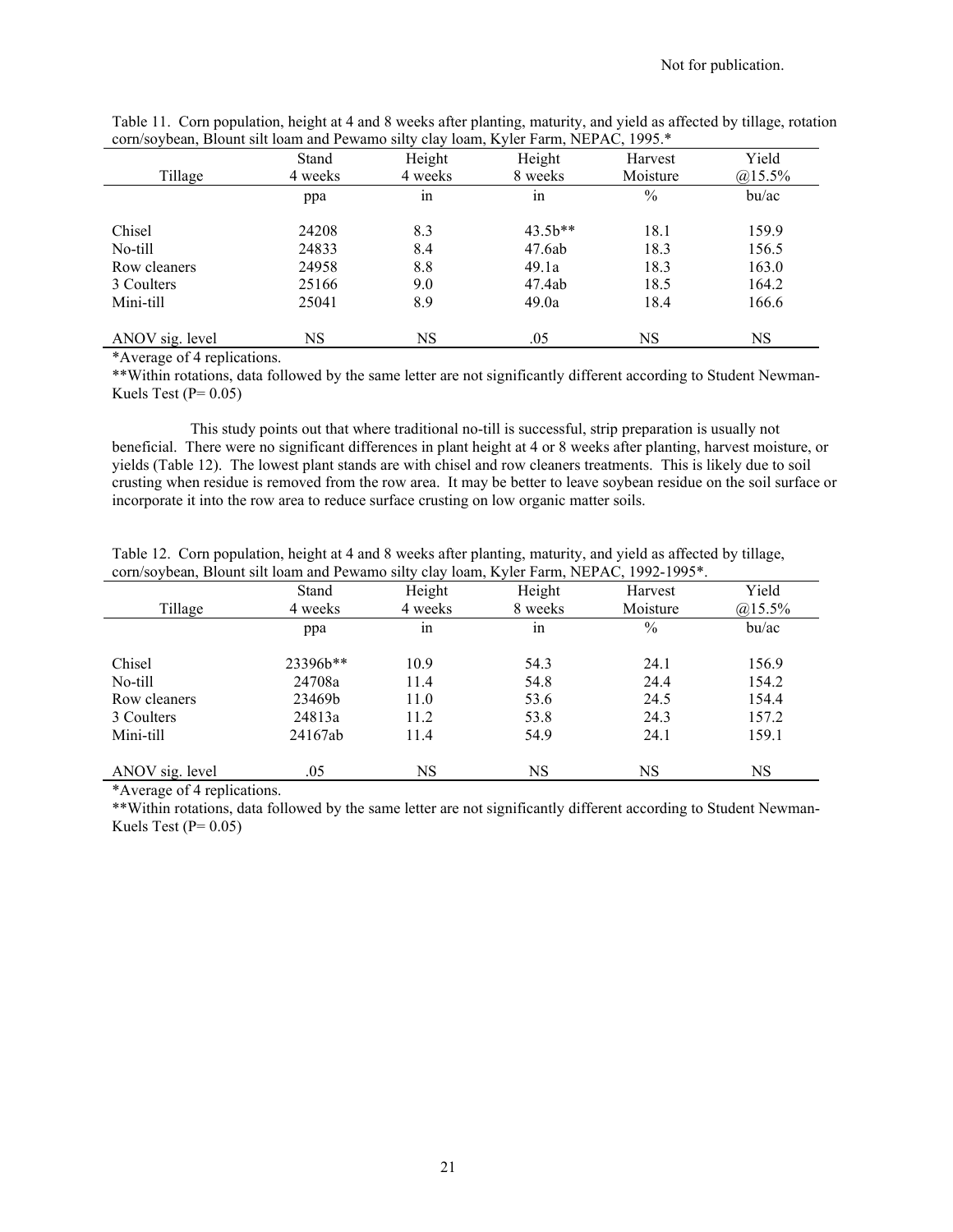Not for publication.

Table 11. Corn population, height at 4 and 8 weeks after planting, maturity, and yield as affected by tillage, rotation corn/soybean, Blount silt loam and Pewamo silty clay loam, Kyler Farm, NEPAC, 1995.*

| Tillage | Stand 4 weeks | Height 4 weeks | Height 8 weeks | Harvest Moisture | Yield @15.5% |
|---|---|---|---|---|---|
| | ppa | in | in | % | bu/ac |
| Chisel | 24208 | 8.3 | 43.5b** | 18.1 | 159.9 |
| No-till | 24833 | 8.4 | 47.6ab | 18.3 | 156.5 |
| Row cleaners | 24958 | 8.8 | 49.1a | 18.3 | 163.0 |
| 3 Coulters | 25166 | 9.0 | 47.4ab | 18.5 | 164.2 |
| Mini-till | 25041 | 8.9 | 49.0a | 18.4 | 166.6 |
| ANOV sig. level | NS | NS | .05 | NS | NS |

*Average of 4 replications.

**Within rotations, data followed by the same letter are not significantly different according to Student Newman-Kuels Test (P= 0.05)

This study points out that where traditional no-till is successful, strip preparation is usually not beneficial. There were no significant differences in plant height at 4 or 8 weeks after planting, harvest moisture, or yields (Table 12). The lowest plant stands are with chisel and row cleaners treatments. This is likely due to soil crusting when residue is removed from the row area. It may be better to leave soybean residue on the soil surface or incorporate it into the row area to reduce surface crusting on low organic matter soils.

Table 12. Corn population, height at 4 and 8 weeks after planting, maturity, and yield as affected by tillage, corn/soybean, Blount silt loam and Pewamo silty clay loam, Kyler Farm, NEPAC, 1992-1995*.

| Tillage | Stand 4 weeks | Height 4 weeks | Height 8 weeks | Harvest Moisture | Yield @15.5% |
|---|---|---|---|---|---|
| | ppa | in | in | % | bu/ac |
| Chisel | 23396b** | 10.9 | 54.3 | 24.1 | 156.9 |
| No-till | 24708a | 11.4 | 54.8 | 24.4 | 154.2 |
| Row cleaners | 23469b | 11.0 | 53.6 | 24.5 | 154.4 |
| 3 Coulters | 24813a | 11.2 | 53.8 | 24.3 | 157.2 |
| Mini-till | 24167ab | 11.4 | 54.9 | 24.1 | 159.1 |
| ANOV sig. level | .05 | NS | NS | NS | NS |

*Average of 4 replications.

**Within rotations, data followed by the same letter are not significantly different according to Student Newman-Kuels Test (P= 0.05)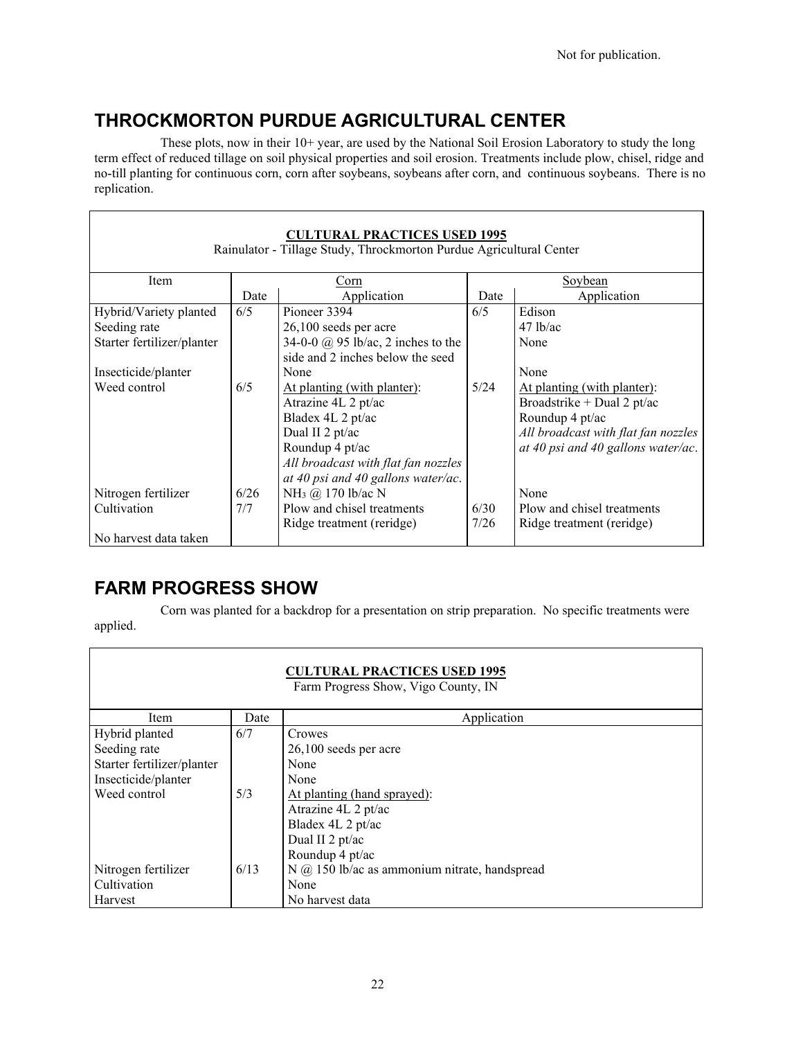Not for publication.

## THROCKMORTON PURDUE AGRICULTURAL CENTER

These plots, now in their 10+ year, are used by the National Soil Erosion Laboratory to study the long term effect of reduced tillage on soil physical properties and soil erosion. Treatments include plow, chisel, ridge and no-till planting for continuous corn, corn after soybeans, soybeans after corn, and continuous soybeans. There is no replication.

**CULTURAL PRACTICES USED 1995**
Rainulator - Tillage Study, Throckmorton Purdue Agricultural Center

| Item | Corn | | Soybean | |
|---|---|---|---|---|
| | Date | Application | Date | Application |
| Hybrid/Variety planted | 6/5 | Pioneer 3394 | 6/5 | Edison |
| Seeding rate | | 26,100 seeds per acre | | 47 lb/ac |
| Starter fertilizer/planter | | 34-0-0 @ 95 lb/ac, 2 inches to the side and 2 inches below the seed | | None |
| Insecticide/planter | | None | | None |
| Weed control | 6/5 | At planting (with planter): Atrazine 4L 2 pt/ac; Bladex 4L 2 pt/ac; Dual II 2 pt/ac; Roundup 4 pt/ac; *All broadcast with flat fan nozzles at 40 psi and 40 gallons water/ac.* | 5/24 | At planting (with planter): Broadstrike + Dual 2 pt/ac; Roundup 4 pt/ac; *All broadcast with flat fan nozzles at 40 psi and 40 gallons water/ac.* |
| Nitrogen fertilizer | 6/26 | $NH_3$ @ 170 lb/ac N | | None |
| Cultivation | 7/7 | Plow and chisel treatments | 6/30 | Plow and chisel treatments |
| | | Ridge treatment (reridge) | 7/26 | Ridge treatment (reridge) |
| No harvest data taken | | | | |

## FARM PROGRESS SHOW

Corn was planted for a backdrop for a presentation on strip preparation. No specific treatments were applied.

**CULTURAL PRACTICES USED 1995**
Farm Progress Show, Vigo County, IN

| Item | Date | Application |
|---|---|---|
| Hybrid planted | 6/7 | Crowes |
| Seeding rate | | 26,100 seeds per acre |
| Starter fertilizer/planter | | None |
| Insecticide/planter | | None |
| Weed control | 5/3 | At planting (hand sprayed): Atrazine 4L 2 pt/ac; Bladex 4L 2 pt/ac; Dual II 2 pt/ac; Roundup 4 pt/ac |
| Nitrogen fertilizer | 6/13 | N @ 150 lb/ac as ammonium nitrate, handspread |
| Cultivation | | None |
| Harvest | | No harvest data |